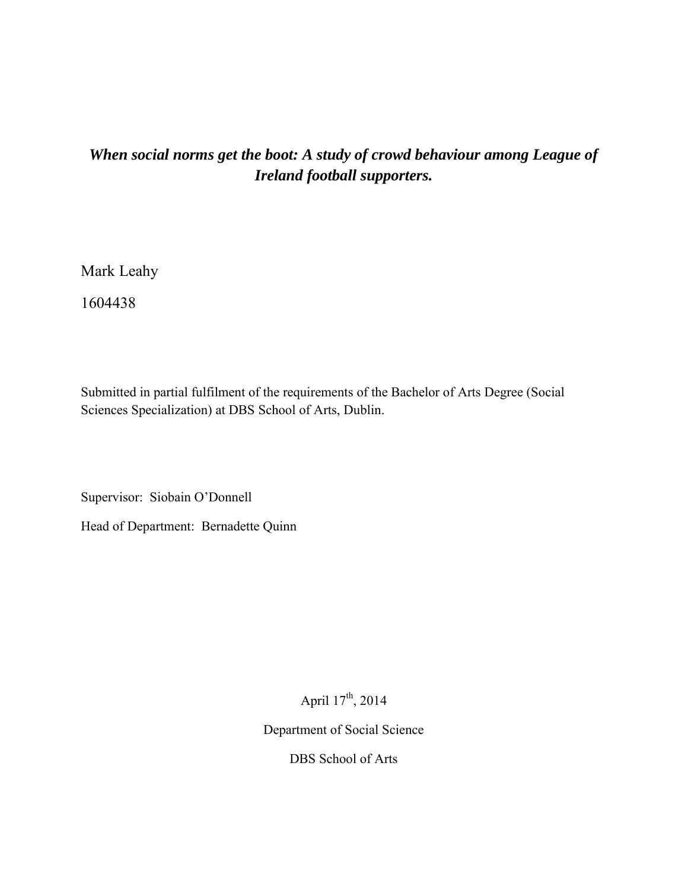# ***When social norms get the boot: A study of crowd behaviour among League of Ireland football supporters.***

Mark Leahy

1604438

Submitted in partial fulfilment of the requirements of the Bachelor of Arts Degree (Social Sciences Specialization) at DBS School of Arts, Dublin.

Supervisor: Siobain O'Donnell

Head of Department: Bernadette Quinn

April 17th, 2014

Department of Social Science

DBS School of Arts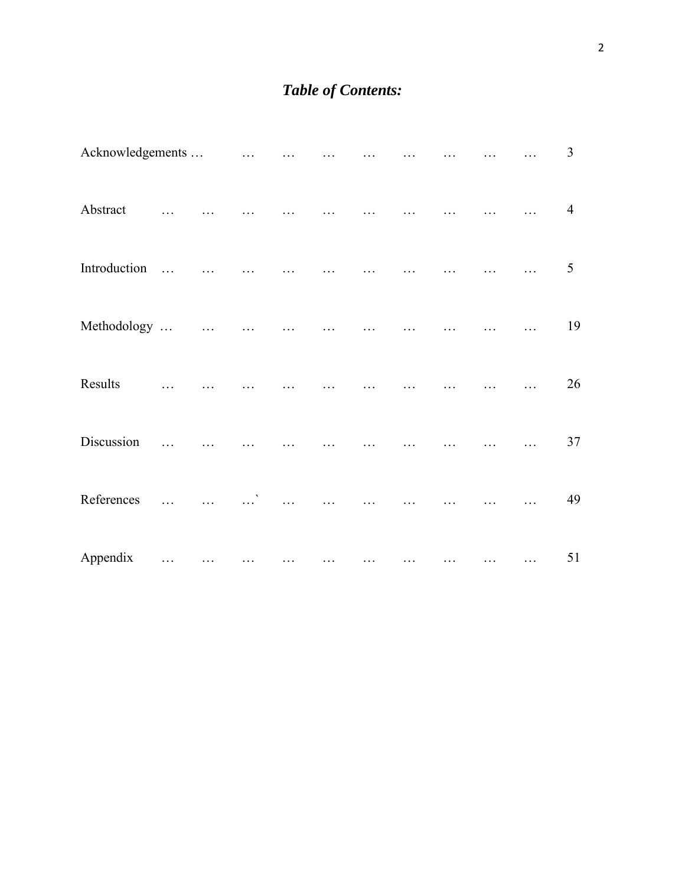# ***Table of Contents:***

| | |
|---|---|
| Acknowledgements | 3 |
| Abstract | 4 |
| Introduction | 5 |
| Methodology | 19 |
| Results | 26 |
| Discussion | 37 |
| References | 49 |
| Appendix | 51 |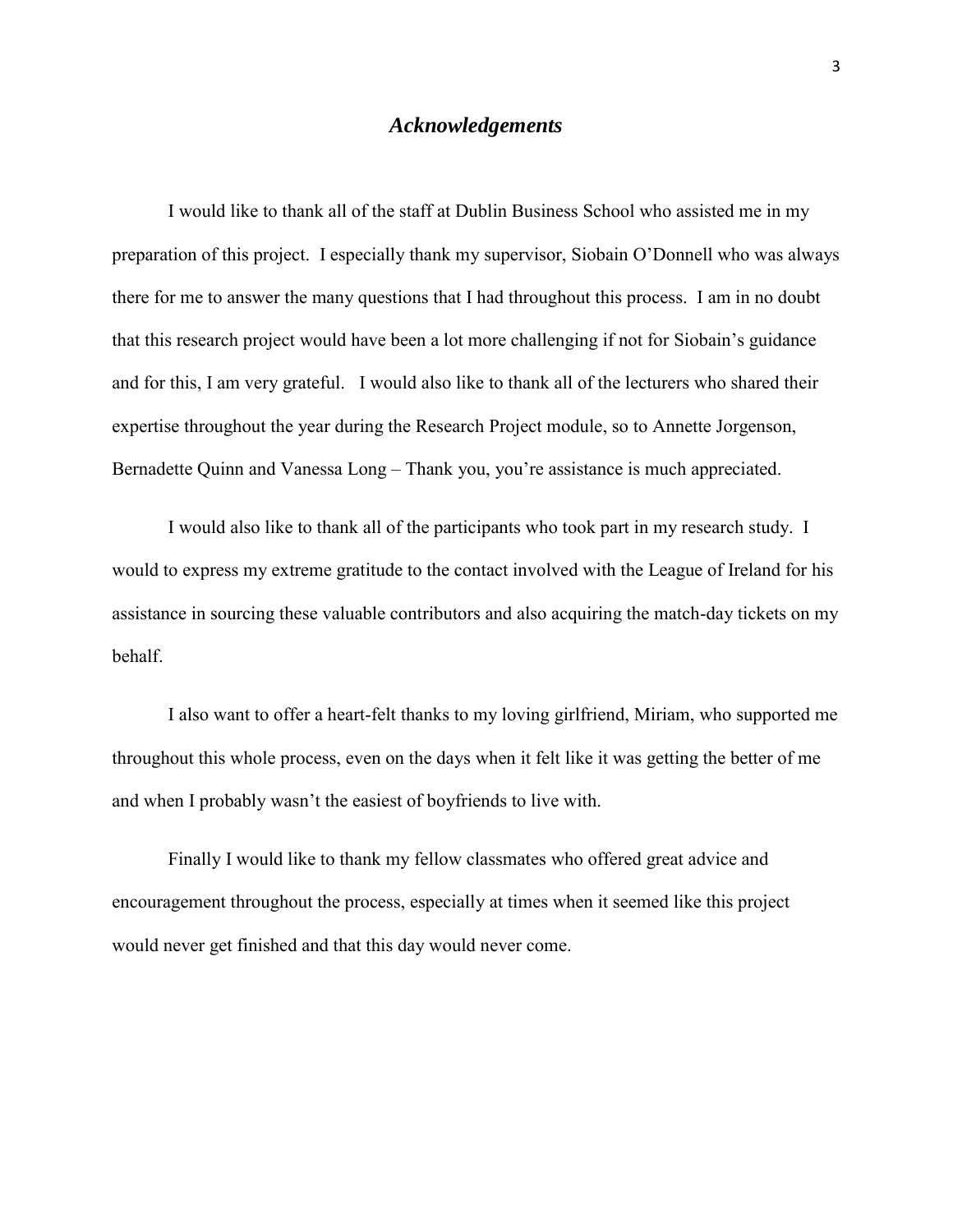# *Acknowledgements*

I would like to thank all of the staff at Dublin Business School who assisted me in my preparation of this project. I especially thank my supervisor, Siobain O'Donnell who was always there for me to answer the many questions that I had throughout this process. I am in no doubt that this research project would have been a lot more challenging if not for Siobain's guidance and for this, I am very grateful. I would also like to thank all of the lecturers who shared their expertise throughout the year during the Research Project module, so to Annette Jorgenson, Bernadette Quinn and Vanessa Long – Thank you, you're assistance is much appreciated.

I would also like to thank all of the participants who took part in my research study. I would to express my extreme gratitude to the contact involved with the League of Ireland for his assistance in sourcing these valuable contributors and also acquiring the match-day tickets on my behalf.

I also want to offer a heart-felt thanks to my loving girlfriend, Miriam, who supported me throughout this whole process, even on the days when it felt like it was getting the better of me and when I probably wasn't the easiest of boyfriends to live with.

Finally I would like to thank my fellow classmates who offered great advice and encouragement throughout the process, especially at times when it seemed like this project would never get finished and that this day would never come.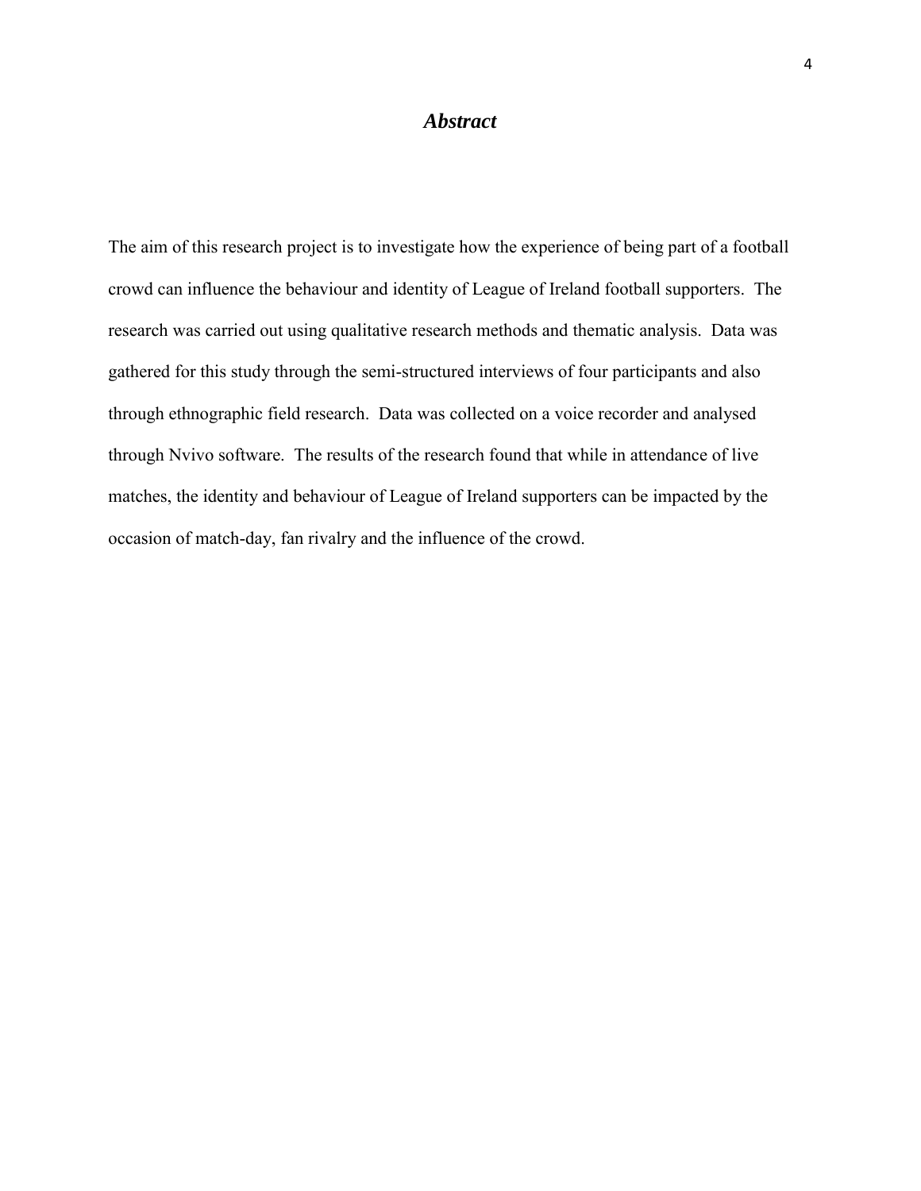# ***Abstract***

The aim of this research project is to investigate how the experience of being part of a football crowd can influence the behaviour and identity of League of Ireland football supporters. The research was carried out using qualitative research methods and thematic analysis. Data was gathered for this study through the semi-structured interviews of four participants and also through ethnographic field research. Data was collected on a voice recorder and analysed through Nvivo software. The results of the research found that while in attendance of live matches, the identity and behaviour of League of Ireland supporters can be impacted by the occasion of match-day, fan rivalry and the influence of the crowd.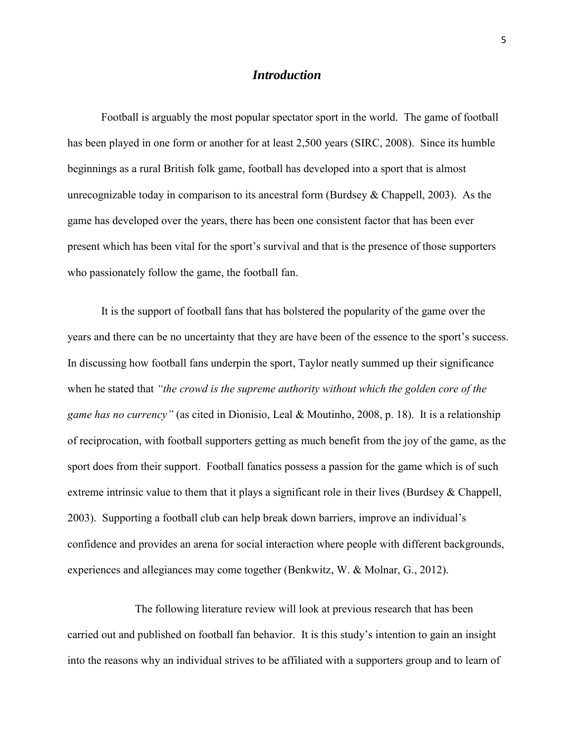# *Introduction*

Football is arguably the most popular spectator sport in the world. The game of football has been played in one form or another for at least 2,500 years (SIRC, 2008). Since its humble beginnings as a rural British folk game, football has developed into a sport that is almost unrecognizable today in comparison to its ancestral form (Burdsey & Chappell, 2003). As the game has developed over the years, there has been one consistent factor that has been ever present which has been vital for the sport's survival and that is the presence of those supporters who passionately follow the game, the football fan.

It is the support of football fans that has bolstered the popularity of the game over the years and there can be no uncertainty that they are have been of the essence to the sport's success. In discussing how football fans underpin the sport, Taylor neatly summed up their significance when he stated that *"the crowd is the supreme authority without which the golden core of the game has no currency"* (as cited in Dionisio, Leal & Moutinho, 2008, p. 18). It is a relationship of reciprocation, with football supporters getting as much benefit from the joy of the game, as the sport does from their support. Football fanatics possess a passion for the game which is of such extreme intrinsic value to them that it plays a significant role in their lives (Burdsey & Chappell, 2003). Supporting a football club can help break down barriers, improve an individual's confidence and provides an arena for social interaction where people with different backgrounds, experiences and allegiances may come together (Benkwitz, W. & Molnar, G., 2012).

The following literature review will look at previous research that has been carried out and published on football fan behavior. It is this study's intention to gain an insight into the reasons why an individual strives to be affiliated with a supporters group and to learn of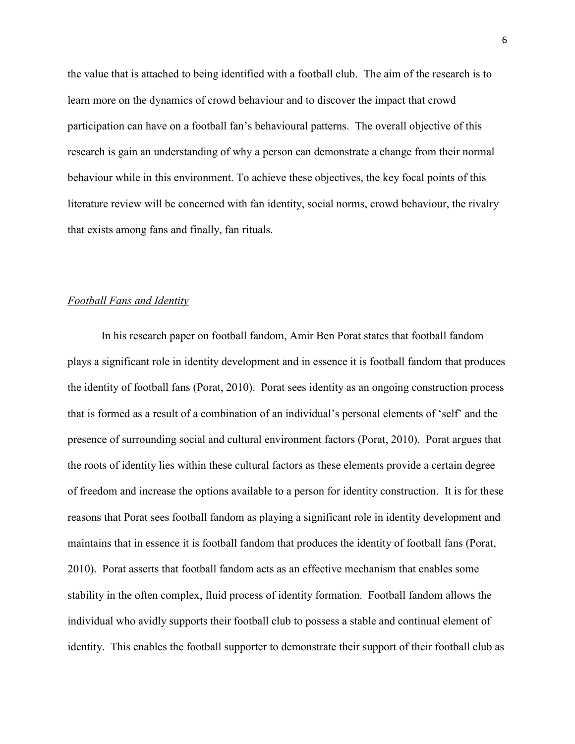the value that is attached to being identified with a football club. The aim of the research is to learn more on the dynamics of crowd behaviour and to discover the impact that crowd participation can have on a football fan's behavioural patterns. The overall objective of this research is gain an understanding of why a person can demonstrate a change from their normal behaviour while in this environment. To achieve these objectives, the key focal points of this literature review will be concerned with fan identity, social norms, crowd behaviour, the rivalry that exists among fans and finally, fan rituals.

## *Football Fans and Identity*

In his research paper on football fandom, Amir Ben Porat states that football fandom plays a significant role in identity development and in essence it is football fandom that produces the identity of football fans (Porat, 2010). Porat sees identity as an ongoing construction process that is formed as a result of a combination of an individual's personal elements of 'self' and the presence of surrounding social and cultural environment factors (Porat, 2010). Porat argues that the roots of identity lies within these cultural factors as these elements provide a certain degree of freedom and increase the options available to a person for identity construction. It is for these reasons that Porat sees football fandom as playing a significant role in identity development and maintains that in essence it is football fandom that produces the identity of football fans (Porat, 2010). Porat asserts that football fandom acts as an effective mechanism that enables some stability in the often complex, fluid process of identity formation. Football fandom allows the individual who avidly supports their football club to possess a stable and continual element of identity. This enables the football supporter to demonstrate their support of their football club as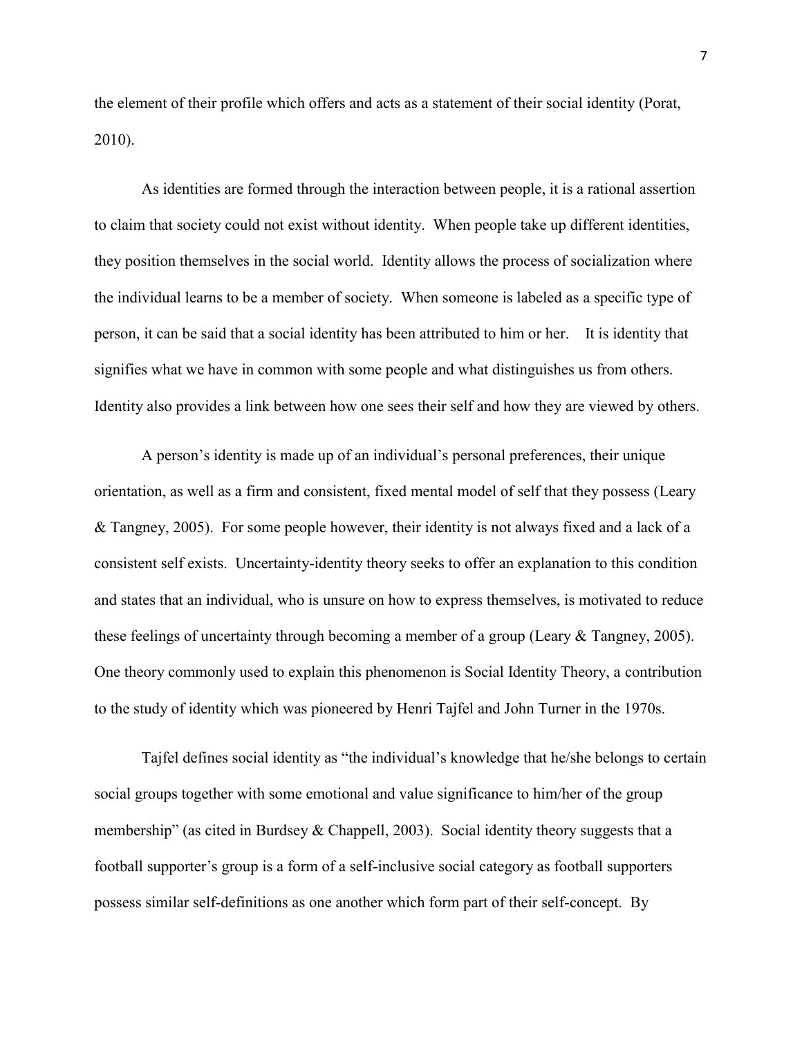the element of their profile which offers and acts as a statement of their social identity (Porat, 2010).

As identities are formed through the interaction between people, it is a rational assertion to claim that society could not exist without identity. When people take up different identities, they position themselves in the social world. Identity allows the process of socialization where the individual learns to be a member of society. When someone is labeled as a specific type of person, it can be said that a social identity has been attributed to him or her. It is identity that signifies what we have in common with some people and what distinguishes us from others. Identity also provides a link between how one sees their self and how they are viewed by others.

A person's identity is made up of an individual's personal preferences, their unique orientation, as well as a firm and consistent, fixed mental model of self that they possess (Leary & Tangney, 2005). For some people however, their identity is not always fixed and a lack of a consistent self exists. Uncertainty-identity theory seeks to offer an explanation to this condition and states that an individual, who is unsure on how to express themselves, is motivated to reduce these feelings of uncertainty through becoming a member of a group (Leary & Tangney, 2005). One theory commonly used to explain this phenomenon is Social Identity Theory, a contribution to the study of identity which was pioneered by Henri Tajfel and John Turner in the 1970s.

Tajfel defines social identity as "the individual's knowledge that he/she belongs to certain social groups together with some emotional and value significance to him/her of the group membership" (as cited in Burdsey & Chappell, 2003). Social identity theory suggests that a football supporter's group is a form of a self-inclusive social category as football supporters possess similar self-definitions as one another which form part of their self-concept. By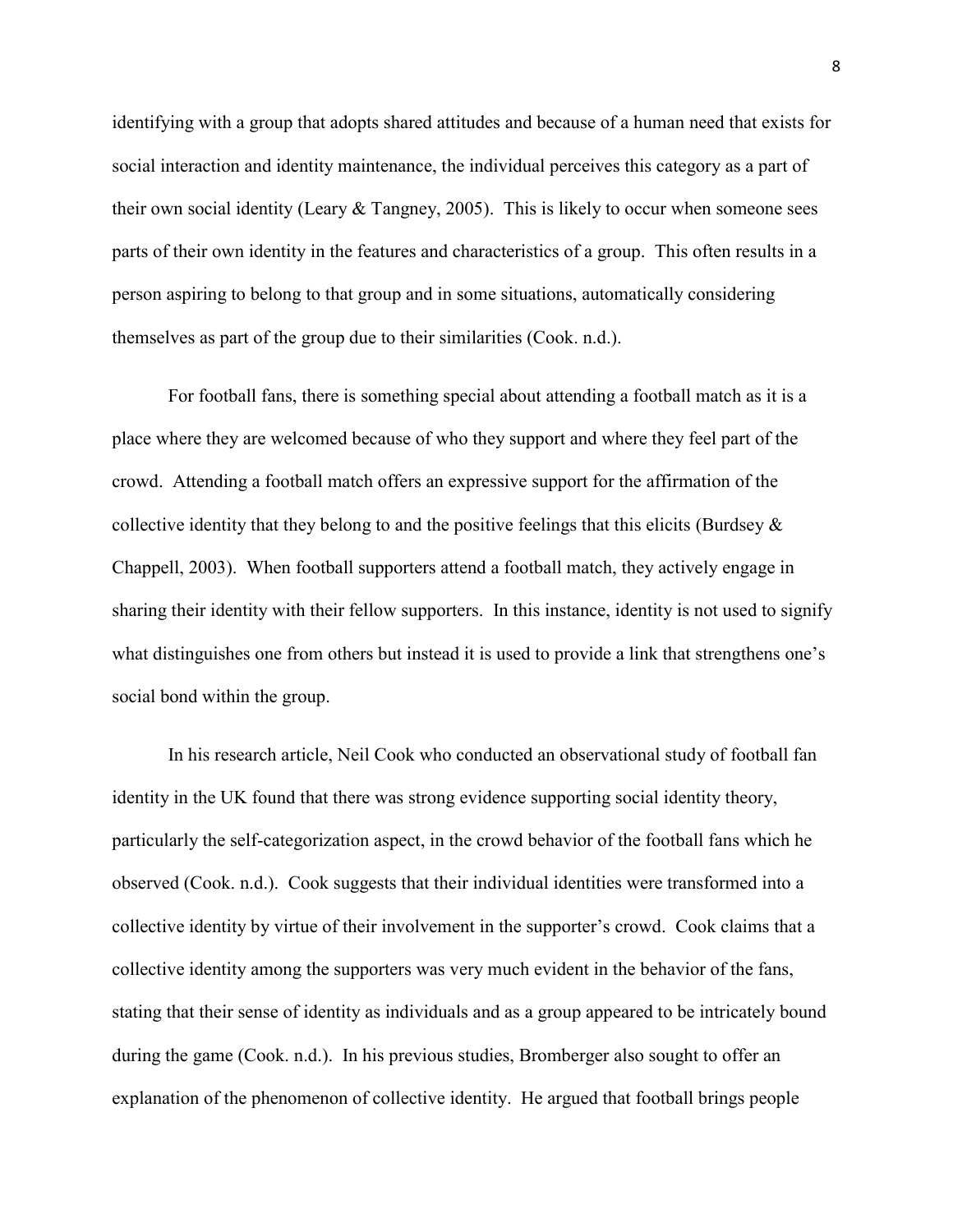identifying with a group that adopts shared attitudes and because of a human need that exists for social interaction and identity maintenance, the individual perceives this category as a part of their own social identity (Leary & Tangney, 2005). This is likely to occur when someone sees parts of their own identity in the features and characteristics of a group. This often results in a person aspiring to belong to that group and in some situations, automatically considering themselves as part of the group due to their similarities (Cook. n.d.).

For football fans, there is something special about attending a football match as it is a place where they are welcomed because of who they support and where they feel part of the crowd. Attending a football match offers an expressive support for the affirmation of the collective identity that they belong to and the positive feelings that this elicits (Burdsey & Chappell, 2003). When football supporters attend a football match, they actively engage in sharing their identity with their fellow supporters. In this instance, identity is not used to signify what distinguishes one from others but instead it is used to provide a link that strengthens one's social bond within the group.

In his research article, Neil Cook who conducted an observational study of football fan identity in the UK found that there was strong evidence supporting social identity theory, particularly the self-categorization aspect, in the crowd behavior of the football fans which he observed (Cook. n.d.). Cook suggests that their individual identities were transformed into a collective identity by virtue of their involvement in the supporter's crowd. Cook claims that a collective identity among the supporters was very much evident in the behavior of the fans, stating that their sense of identity as individuals and as a group appeared to be intricately bound during the game (Cook. n.d.). In his previous studies, Bromberger also sought to offer an explanation of the phenomenon of collective identity. He argued that football brings people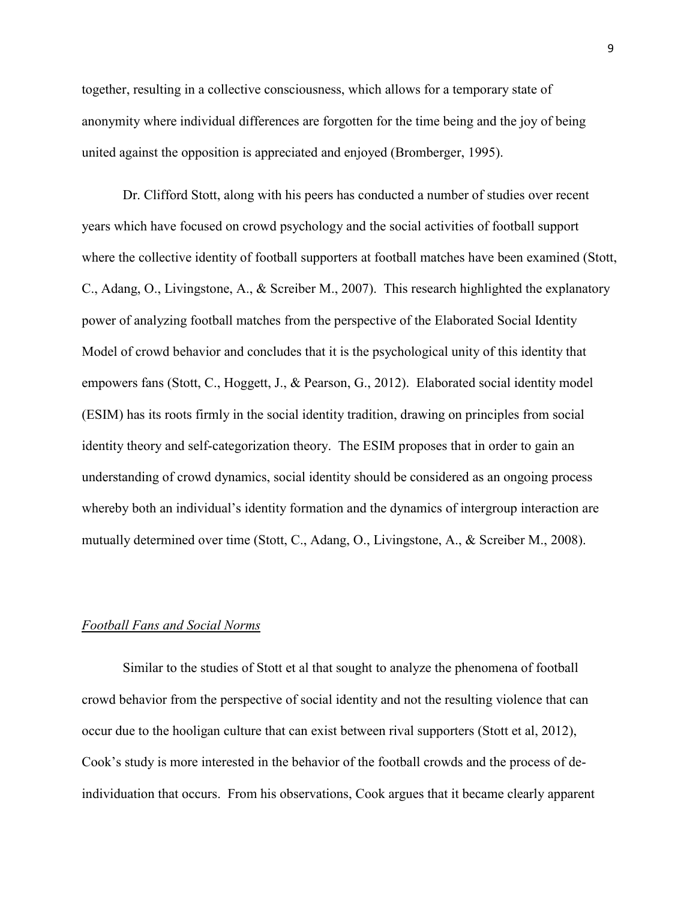together, resulting in a collective consciousness, which allows for a temporary state of anonymity where individual differences are forgotten for the time being and the joy of being united against the opposition is appreciated and enjoyed (Bromberger, 1995).

Dr. Clifford Stott, along with his peers has conducted a number of studies over recent years which have focused on crowd psychology and the social activities of football support where the collective identity of football supporters at football matches have been examined (Stott, C., Adang, O., Livingstone, A., & Screiber M., 2007). This research highlighted the explanatory power of analyzing football matches from the perspective of the Elaborated Social Identity Model of crowd behavior and concludes that it is the psychological unity of this identity that empowers fans (Stott, C., Hoggett, J., & Pearson, G., 2012). Elaborated social identity model (ESIM) has its roots firmly in the social identity tradition, drawing on principles from social identity theory and self-categorization theory. The ESIM proposes that in order to gain an understanding of crowd dynamics, social identity should be considered as an ongoing process whereby both an individual's identity formation and the dynamics of intergroup interaction are mutually determined over time (Stott, C., Adang, O., Livingstone, A., & Screiber M., 2008).

*Football Fans and Social Norms*

Similar to the studies of Stott et al that sought to analyze the phenomena of football crowd behavior from the perspective of social identity and not the resulting violence that can occur due to the hooligan culture that can exist between rival supporters (Stott et al, 2012), Cook's study is more interested in the behavior of the football crowds and the process of de-individuation that occurs. From his observations, Cook argues that it became clearly apparent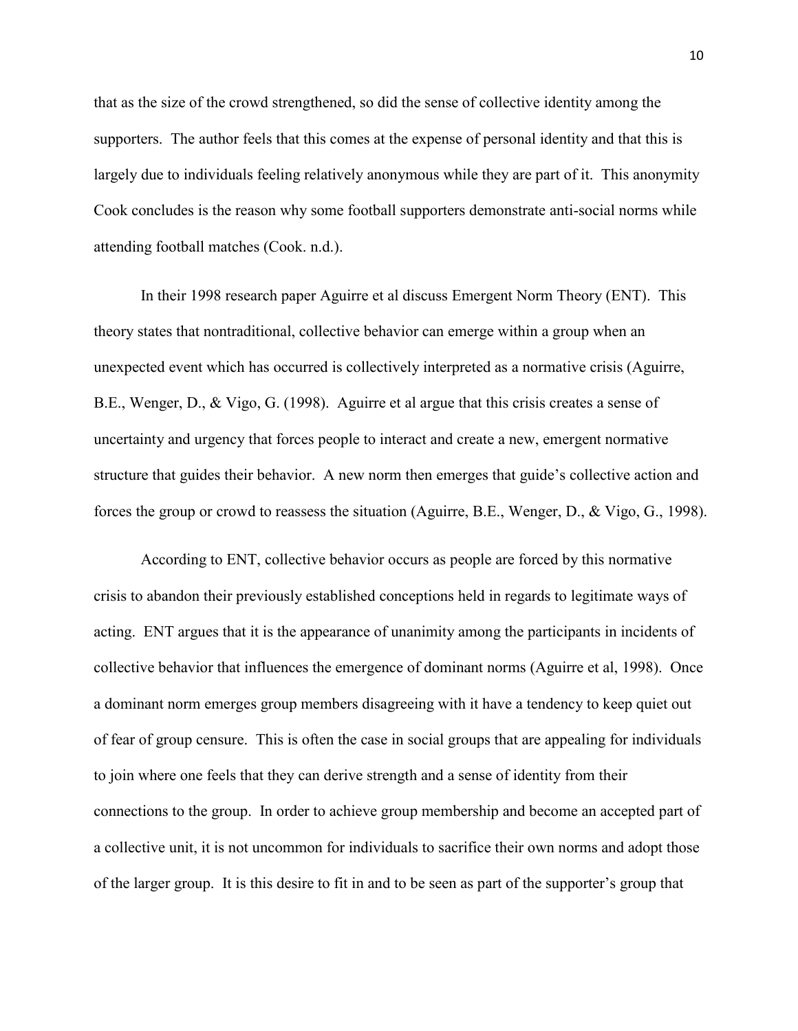that as the size of the crowd strengthened, so did the sense of collective identity among the supporters. The author feels that this comes at the expense of personal identity and that this is largely due to individuals feeling relatively anonymous while they are part of it. This anonymity Cook concludes is the reason why some football supporters demonstrate anti-social norms while attending football matches (Cook. n.d.).

In their 1998 research paper Aguirre et al discuss Emergent Norm Theory (ENT). This theory states that nontraditional, collective behavior can emerge within a group when an unexpected event which has occurred is collectively interpreted as a normative crisis (Aguirre, B.E., Wenger, D., & Vigo, G. (1998). Aguirre et al argue that this crisis creates a sense of uncertainty and urgency that forces people to interact and create a new, emergent normative structure that guides their behavior. A new norm then emerges that guide's collective action and forces the group or crowd to reassess the situation (Aguirre, B.E., Wenger, D., & Vigo, G., 1998).

According to ENT, collective behavior occurs as people are forced by this normative crisis to abandon their previously established conceptions held in regards to legitimate ways of acting. ENT argues that it is the appearance of unanimity among the participants in incidents of collective behavior that influences the emergence of dominant norms (Aguirre et al, 1998). Once a dominant norm emerges group members disagreeing with it have a tendency to keep quiet out of fear of group censure. This is often the case in social groups that are appealing for individuals to join where one feels that they can derive strength and a sense of identity from their connections to the group. In order to achieve group membership and become an accepted part of a collective unit, it is not uncommon for individuals to sacrifice their own norms and adopt those of the larger group. It is this desire to fit in and to be seen as part of the supporter's group that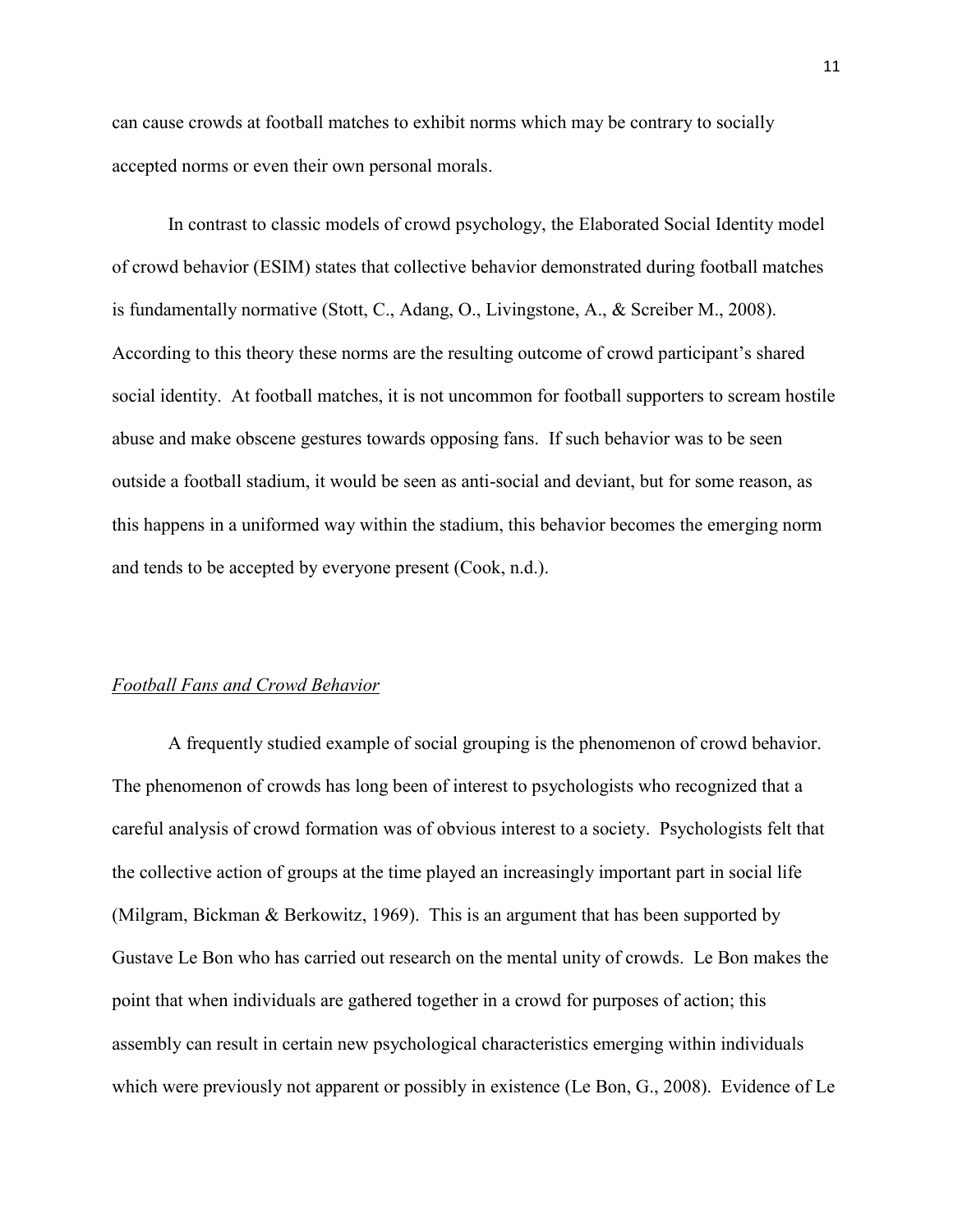can cause crowds at football matches to exhibit norms which may be contrary to socially accepted norms or even their own personal morals.

In contrast to classic models of crowd psychology, the Elaborated Social Identity model of crowd behavior (ESIM) states that collective behavior demonstrated during football matches is fundamentally normative (Stott, C., Adang, O., Livingstone, A., & Screiber M., 2008). According to this theory these norms are the resulting outcome of crowd participant's shared social identity. At football matches, it is not uncommon for football supporters to scream hostile abuse and make obscene gestures towards opposing fans. If such behavior was to be seen outside a football stadium, it would be seen as anti-social and deviant, but for some reason, as this happens in a uniformed way within the stadium, this behavior becomes the emerging norm and tends to be accepted by everyone present (Cook, n.d.).

*Football Fans and Crowd Behavior*

A frequently studied example of social grouping is the phenomenon of crowd behavior. The phenomenon of crowds has long been of interest to psychologists who recognized that a careful analysis of crowd formation was of obvious interest to a society. Psychologists felt that the collective action of groups at the time played an increasingly important part in social life (Milgram, Bickman & Berkowitz, 1969). This is an argument that has been supported by Gustave Le Bon who has carried out research on the mental unity of crowds. Le Bon makes the point that when individuals are gathered together in a crowd for purposes of action; this assembly can result in certain new psychological characteristics emerging within individuals which were previously not apparent or possibly in existence (Le Bon, G., 2008). Evidence of Le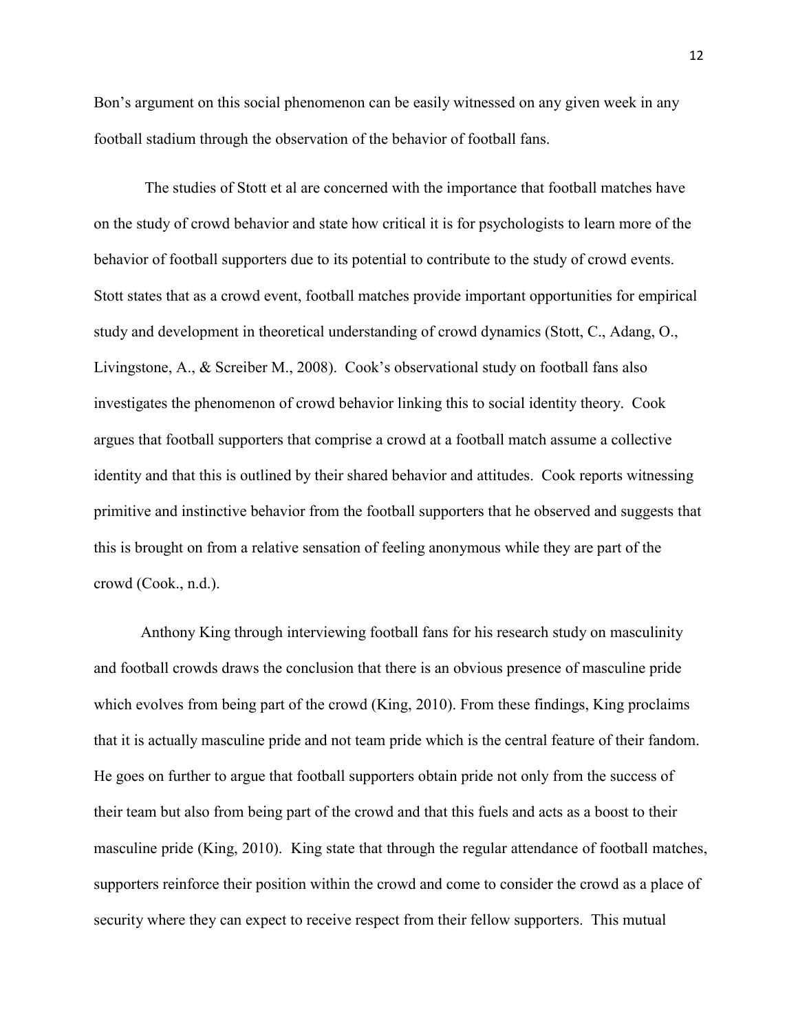Bon's argument on this social phenomenon can be easily witnessed on any given week in any football stadium through the observation of the behavior of football fans.

The studies of Stott et al are concerned with the importance that football matches have on the study of crowd behavior and state how critical it is for psychologists to learn more of the behavior of football supporters due to its potential to contribute to the study of crowd events. Stott states that as a crowd event, football matches provide important opportunities for empirical study and development in theoretical understanding of crowd dynamics (Stott, C., Adang, O., Livingstone, A., & Screiber M., 2008). Cook's observational study on football fans also investigates the phenomenon of crowd behavior linking this to social identity theory. Cook argues that football supporters that comprise a crowd at a football match assume a collective identity and that this is outlined by their shared behavior and attitudes. Cook reports witnessing primitive and instinctive behavior from the football supporters that he observed and suggests that this is brought on from a relative sensation of feeling anonymous while they are part of the crowd (Cook., n.d.).

Anthony King through interviewing football fans for his research study on masculinity and football crowds draws the conclusion that there is an obvious presence of masculine pride which evolves from being part of the crowd (King, 2010). From these findings, King proclaims that it is actually masculine pride and not team pride which is the central feature of their fandom. He goes on further to argue that football supporters obtain pride not only from the success of their team but also from being part of the crowd and that this fuels and acts as a boost to their masculine pride (King, 2010). King state that through the regular attendance of football matches, supporters reinforce their position within the crowd and come to consider the crowd as a place of security where they can expect to receive respect from their fellow supporters. This mutual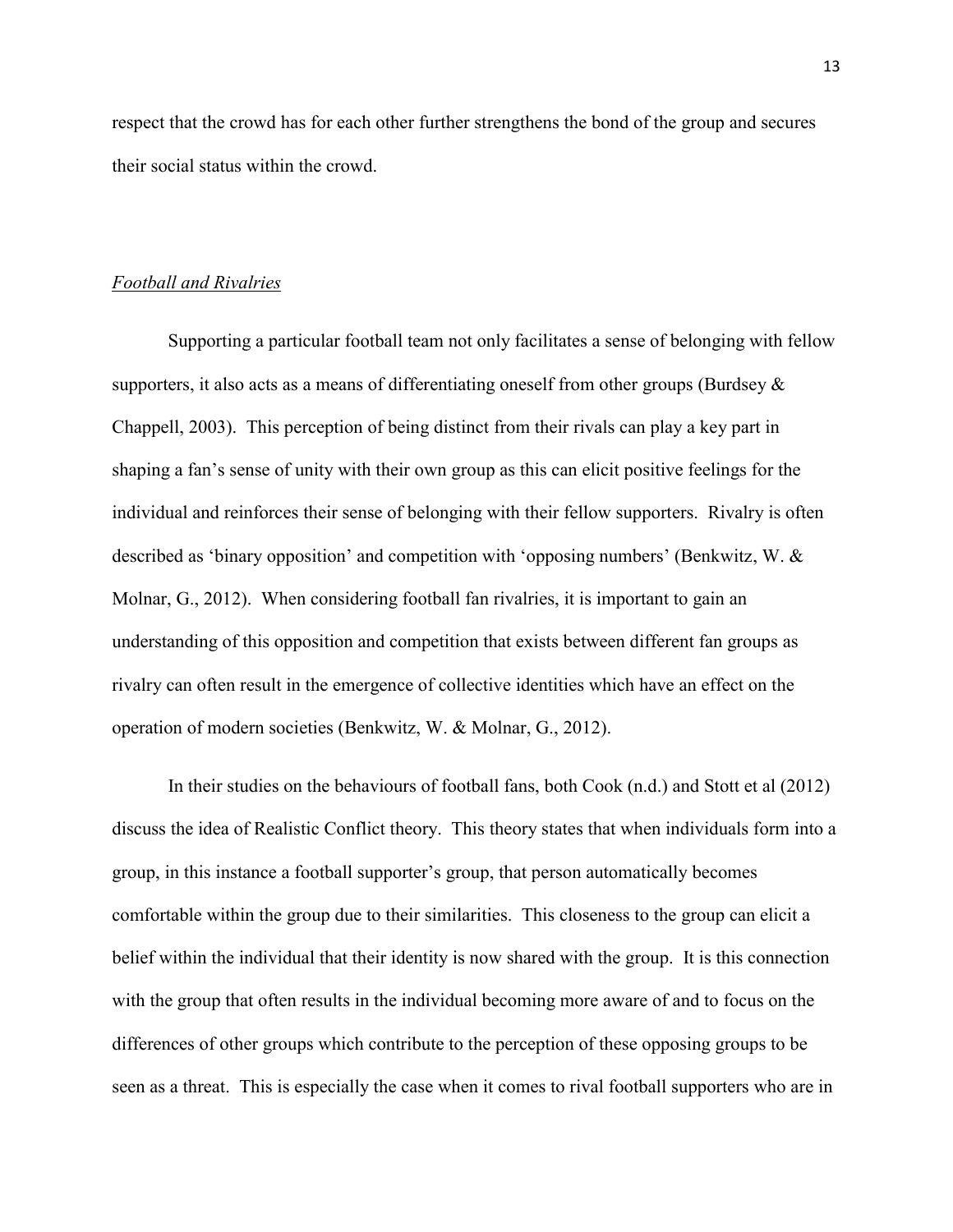respect that the crowd has for each other further strengthens the bond of the group and secures their social status within the crowd.

*Football and Rivalries*

Supporting a particular football team not only facilitates a sense of belonging with fellow supporters, it also acts as a means of differentiating oneself from other groups (Burdsey & Chappell, 2003). This perception of being distinct from their rivals can play a key part in shaping a fan's sense of unity with their own group as this can elicit positive feelings for the individual and reinforces their sense of belonging with their fellow supporters. Rivalry is often described as 'binary opposition' and competition with 'opposing numbers' (Benkwitz, W. & Molnar, G., 2012). When considering football fan rivalries, it is important to gain an understanding of this opposition and competition that exists between different fan groups as rivalry can often result in the emergence of collective identities which have an effect on the operation of modern societies (Benkwitz, W. & Molnar, G., 2012).

In their studies on the behaviours of football fans, both Cook (n.d.) and Stott et al (2012) discuss the idea of Realistic Conflict theory. This theory states that when individuals form into a group, in this instance a football supporter's group, that person automatically becomes comfortable within the group due to their similarities. This closeness to the group can elicit a belief within the individual that their identity is now shared with the group. It is this connection with the group that often results in the individual becoming more aware of and to focus on the differences of other groups which contribute to the perception of these opposing groups to be seen as a threat. This is especially the case when it comes to rival football supporters who are in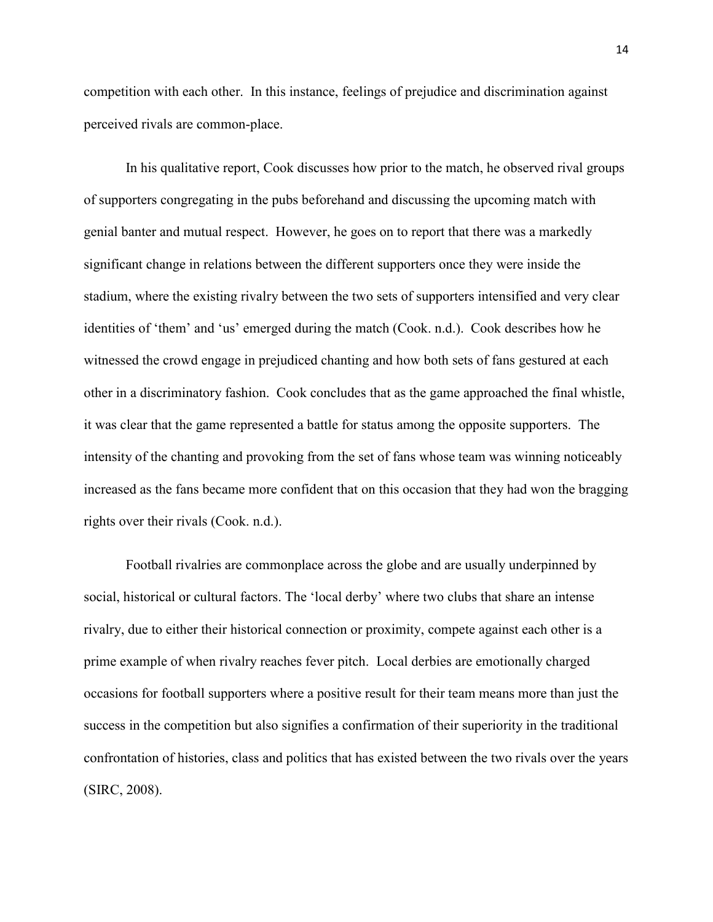competition with each other. In this instance, feelings of prejudice and discrimination against perceived rivals are common-place.

In his qualitative report, Cook discusses how prior to the match, he observed rival groups of supporters congregating in the pubs beforehand and discussing the upcoming match with genial banter and mutual respect. However, he goes on to report that there was a markedly significant change in relations between the different supporters once they were inside the stadium, where the existing rivalry between the two sets of supporters intensified and very clear identities of 'them' and 'us' emerged during the match (Cook. n.d.). Cook describes how he witnessed the crowd engage in prejudiced chanting and how both sets of fans gestured at each other in a discriminatory fashion. Cook concludes that as the game approached the final whistle, it was clear that the game represented a battle for status among the opposite supporters. The intensity of the chanting and provoking from the set of fans whose team was winning noticeably increased as the fans became more confident that on this occasion that they had won the bragging rights over their rivals (Cook. n.d.).

Football rivalries are commonplace across the globe and are usually underpinned by social, historical or cultural factors. The 'local derby' where two clubs that share an intense rivalry, due to either their historical connection or proximity, compete against each other is a prime example of when rivalry reaches fever pitch. Local derbies are emotionally charged occasions for football supporters where a positive result for their team means more than just the success in the competition but also signifies a confirmation of their superiority in the traditional confrontation of histories, class and politics that has existed between the two rivals over the years (SIRC, 2008).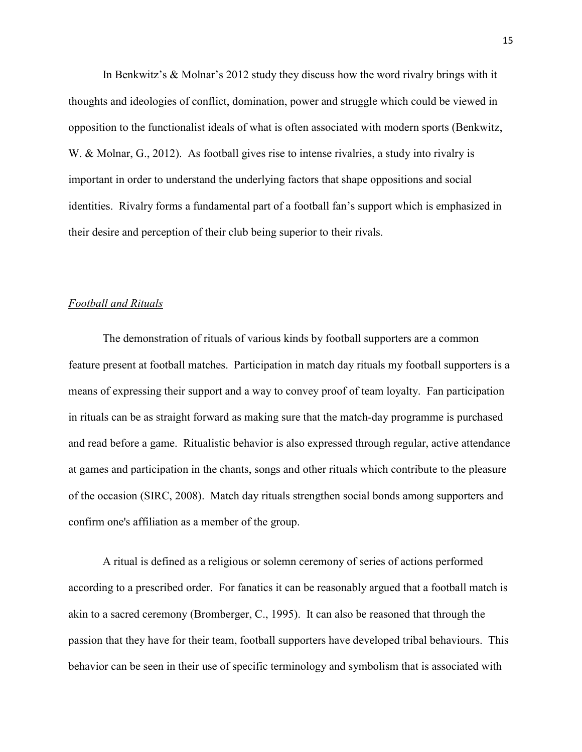In Benkwitz's & Molnar's 2012 study they discuss how the word rivalry brings with it thoughts and ideologies of conflict, domination, power and struggle which could be viewed in opposition to the functionalist ideals of what is often associated with modern sports (Benkwitz, W. & Molnar, G., 2012). As football gives rise to intense rivalries, a study into rivalry is important in order to understand the underlying factors that shape oppositions and social identities. Rivalry forms a fundamental part of a football fan's support which is emphasized in their desire and perception of their club being superior to their rivals.

*Football and Rituals*

The demonstration of rituals of various kinds by football supporters are a common feature present at football matches. Participation in match day rituals my football supporters is a means of expressing their support and a way to convey proof of team loyalty. Fan participation in rituals can be as straight forward as making sure that the match-day programme is purchased and read before a game. Ritualistic behavior is also expressed through regular, active attendance at games and participation in the chants, songs and other rituals which contribute to the pleasure of the occasion (SIRC, 2008). Match day rituals strengthen social bonds among supporters and confirm one's affiliation as a member of the group.

A ritual is defined as a religious or solemn ceremony of series of actions performed according to a prescribed order. For fanatics it can be reasonably argued that a football match is akin to a sacred ceremony (Bromberger, C., 1995). It can also be reasoned that through the passion that they have for their team, football supporters have developed tribal behaviours. This behavior can be seen in their use of specific terminology and symbolism that is associated with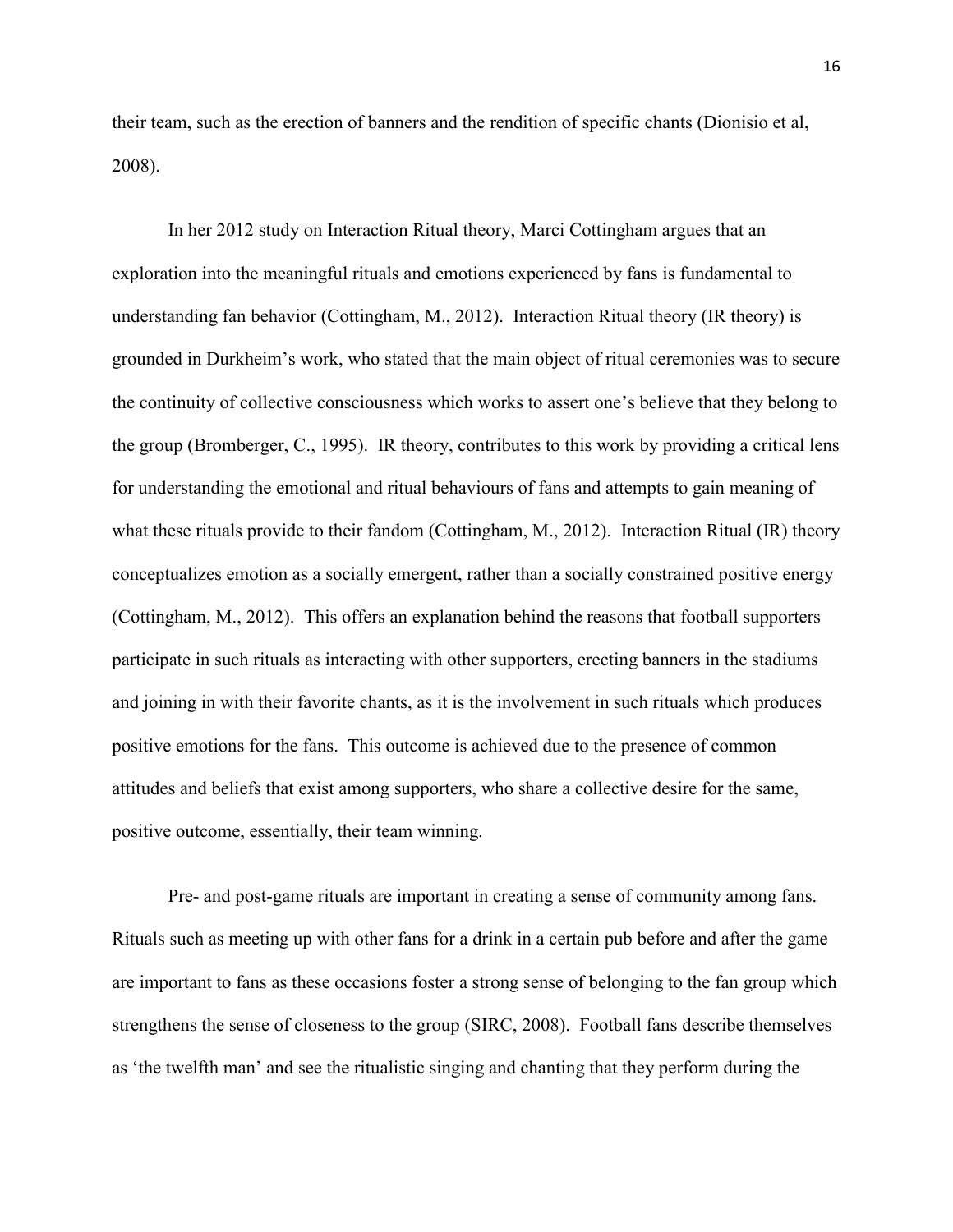their team, such as the erection of banners and the rendition of specific chants (Dionisio et al, 2008).

In her 2012 study on Interaction Ritual theory, Marci Cottingham argues that an exploration into the meaningful rituals and emotions experienced by fans is fundamental to understanding fan behavior (Cottingham, M., 2012). Interaction Ritual theory (IR theory) is grounded in Durkheim's work, who stated that the main object of ritual ceremonies was to secure the continuity of collective consciousness which works to assert one's believe that they belong to the group (Bromberger, C., 1995). IR theory, contributes to this work by providing a critical lens for understanding the emotional and ritual behaviours of fans and attempts to gain meaning of what these rituals provide to their fandom (Cottingham, M., 2012). Interaction Ritual (IR) theory conceptualizes emotion as a socially emergent, rather than a socially constrained positive energy (Cottingham, M., 2012). This offers an explanation behind the reasons that football supporters participate in such rituals as interacting with other supporters, erecting banners in the stadiums and joining in with their favorite chants, as it is the involvement in such rituals which produces positive emotions for the fans. This outcome is achieved due to the presence of common attitudes and beliefs that exist among supporters, who share a collective desire for the same, positive outcome, essentially, their team winning.

Pre- and post-game rituals are important in creating a sense of community among fans. Rituals such as meeting up with other fans for a drink in a certain pub before and after the game are important to fans as these occasions foster a strong sense of belonging to the fan group which strengthens the sense of closeness to the group (SIRC, 2008). Football fans describe themselves as 'the twelfth man' and see the ritualistic singing and chanting that they perform during the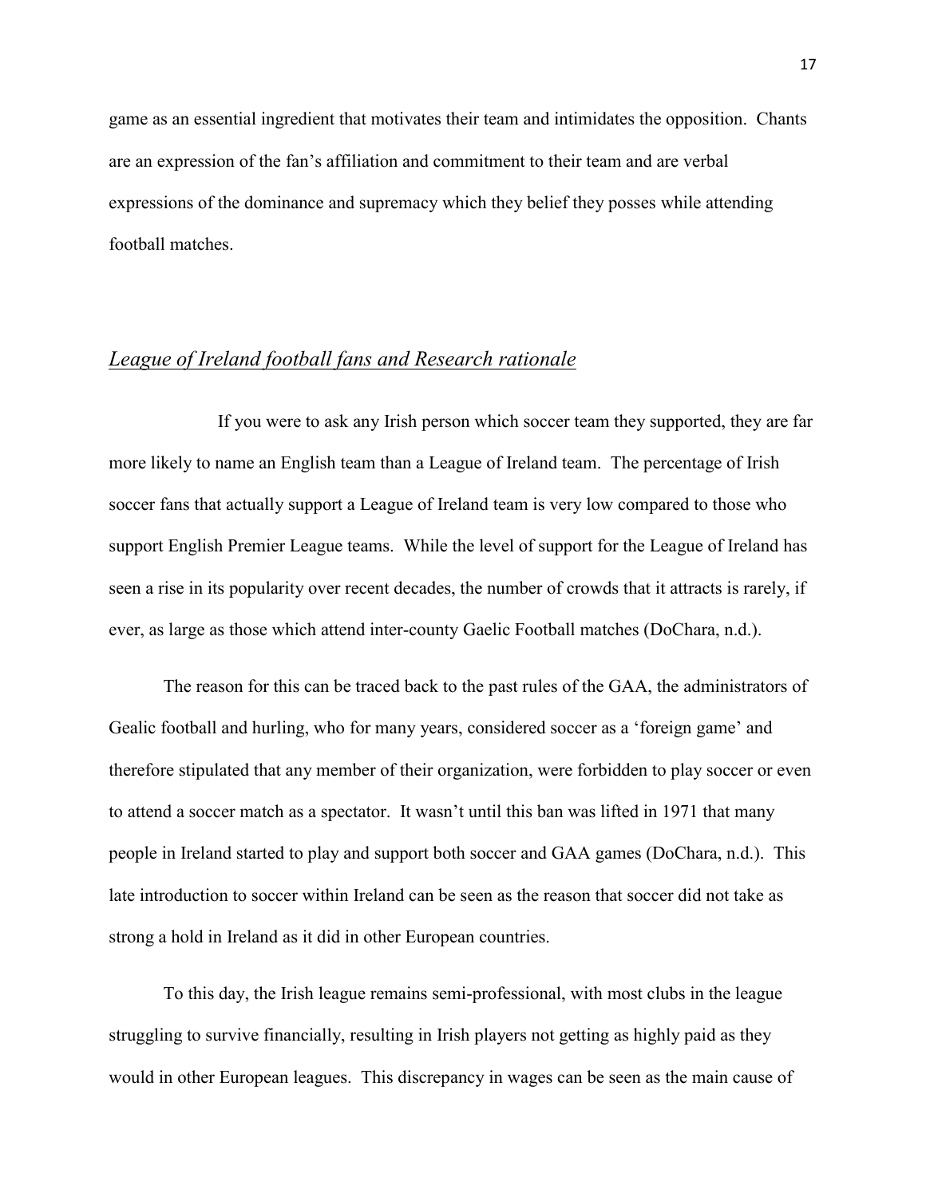game as an essential ingredient that motivates their team and intimidates the opposition. Chants are an expression of the fan's affiliation and commitment to their team and are verbal expressions of the dominance and supremacy which they belief they posses while attending football matches.

## *League of Ireland football fans and Research rationale*

If you were to ask any Irish person which soccer team they supported, they are far more likely to name an English team than a League of Ireland team. The percentage of Irish soccer fans that actually support a League of Ireland team is very low compared to those who support English Premier League teams. While the level of support for the League of Ireland has seen a rise in its popularity over recent decades, the number of crowds that it attracts is rarely, if ever, as large as those which attend inter-county Gaelic Football matches (DoChara, n.d.).

The reason for this can be traced back to the past rules of the GAA, the administrators of Gealic football and hurling, who for many years, considered soccer as a 'foreign game' and therefore stipulated that any member of their organization, were forbidden to play soccer or even to attend a soccer match as a spectator. It wasn't until this ban was lifted in 1971 that many people in Ireland started to play and support both soccer and GAA games (DoChara, n.d.). This late introduction to soccer within Ireland can be seen as the reason that soccer did not take as strong a hold in Ireland as it did in other European countries.

To this day, the Irish league remains semi-professional, with most clubs in the league struggling to survive financially, resulting in Irish players not getting as highly paid as they would in other European leagues. This discrepancy in wages can be seen as the main cause of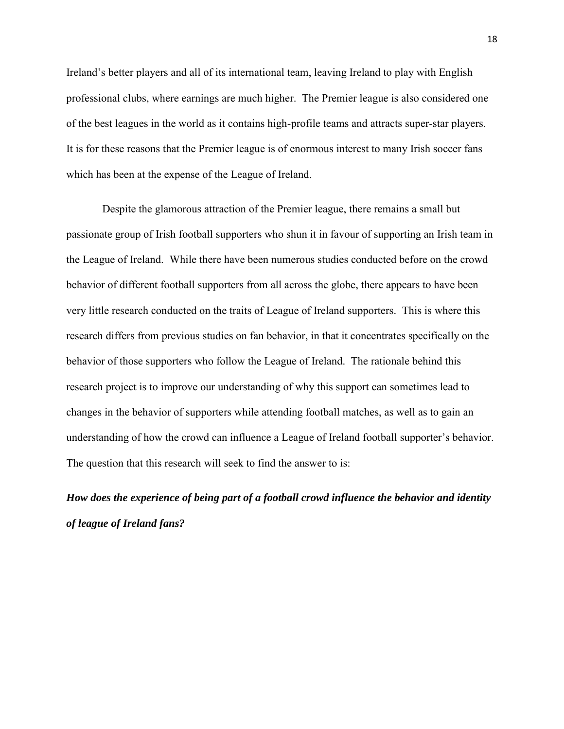Ireland's better players and all of its international team, leaving Ireland to play with English professional clubs, where earnings are much higher. The Premier league is also considered one of the best leagues in the world as it contains high-profile teams and attracts super-star players. It is for these reasons that the Premier league is of enormous interest to many Irish soccer fans which has been at the expense of the League of Ireland.

Despite the glamorous attraction of the Premier league, there remains a small but passionate group of Irish football supporters who shun it in favour of supporting an Irish team in the League of Ireland. While there have been numerous studies conducted before on the crowd behavior of different football supporters from all across the globe, there appears to have been very little research conducted on the traits of League of Ireland supporters. This is where this research differs from previous studies on fan behavior, in that it concentrates specifically on the behavior of those supporters who follow the League of Ireland. The rationale behind this research project is to improve our understanding of why this support can sometimes lead to changes in the behavior of supporters while attending football matches, as well as to gain an understanding of how the crowd can influence a League of Ireland football supporter's behavior. The question that this research will seek to find the answer to is:

***How does the experience of being part of a football crowd influence the behavior and identity of league of Ireland fans?***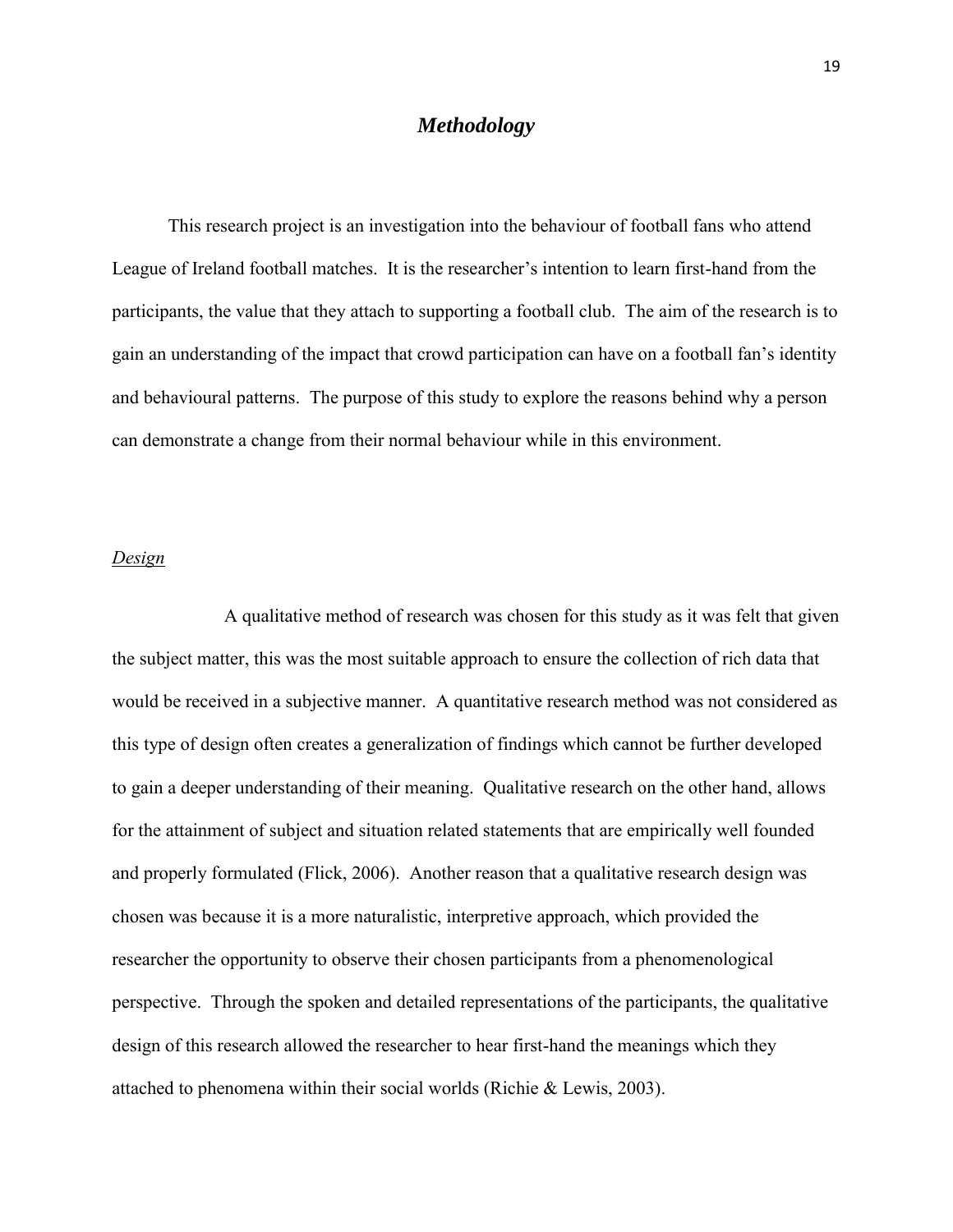# *Methodology*

This research project is an investigation into the behaviour of football fans who attend League of Ireland football matches. It is the researcher's intention to learn first-hand from the participants, the value that they attach to supporting a football club. The aim of the research is to gain an understanding of the impact that crowd participation can have on a football fan's identity and behavioural patterns. The purpose of this study to explore the reasons behind why a person can demonstrate a change from their normal behaviour while in this environment.

## *Design*

A qualitative method of research was chosen for this study as it was felt that given the subject matter, this was the most suitable approach to ensure the collection of rich data that would be received in a subjective manner. A quantitative research method was not considered as this type of design often creates a generalization of findings which cannot be further developed to gain a deeper understanding of their meaning. Qualitative research on the other hand, allows for the attainment of subject and situation related statements that are empirically well founded and properly formulated (Flick, 2006). Another reason that a qualitative research design was chosen was because it is a more naturalistic, interpretive approach, which provided the researcher the opportunity to observe their chosen participants from a phenomenological perspective. Through the spoken and detailed representations of the participants, the qualitative design of this research allowed the researcher to hear first-hand the meanings which they attached to phenomena within their social worlds (Richie & Lewis, 2003).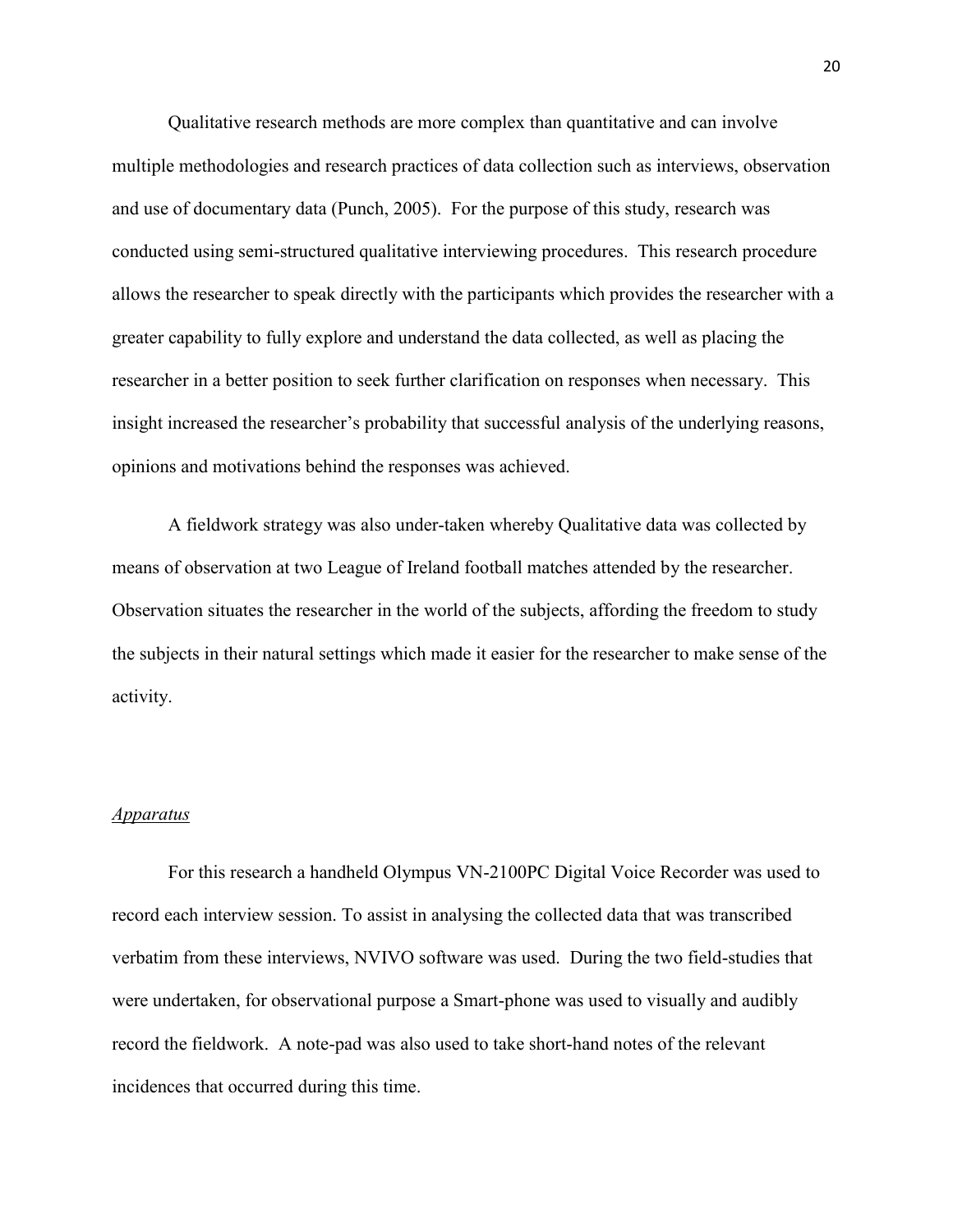Qualitative research methods are more complex than quantitative and can involve multiple methodologies and research practices of data collection such as interviews, observation and use of documentary data (Punch, 2005). For the purpose of this study, research was conducted using semi-structured qualitative interviewing procedures. This research procedure allows the researcher to speak directly with the participants which provides the researcher with a greater capability to fully explore and understand the data collected, as well as placing the researcher in a better position to seek further clarification on responses when necessary. This insight increased the researcher's probability that successful analysis of the underlying reasons, opinions and motivations behind the responses was achieved.

A fieldwork strategy was also under-taken whereby Qualitative data was collected by means of observation at two League of Ireland football matches attended by the researcher. Observation situates the researcher in the world of the subjects, affording the freedom to study the subjects in their natural settings which made it easier for the researcher to make sense of the activity.

### *Apparatus*

For this research a handheld Olympus VN-2100PC Digital Voice Recorder was used to record each interview session. To assist in analysing the collected data that was transcribed verbatim from these interviews, NVIVO software was used. During the two field-studies that were undertaken, for observational purpose a Smart-phone was used to visually and audibly record the fieldwork. A note-pad was also used to take short-hand notes of the relevant incidences that occurred during this time.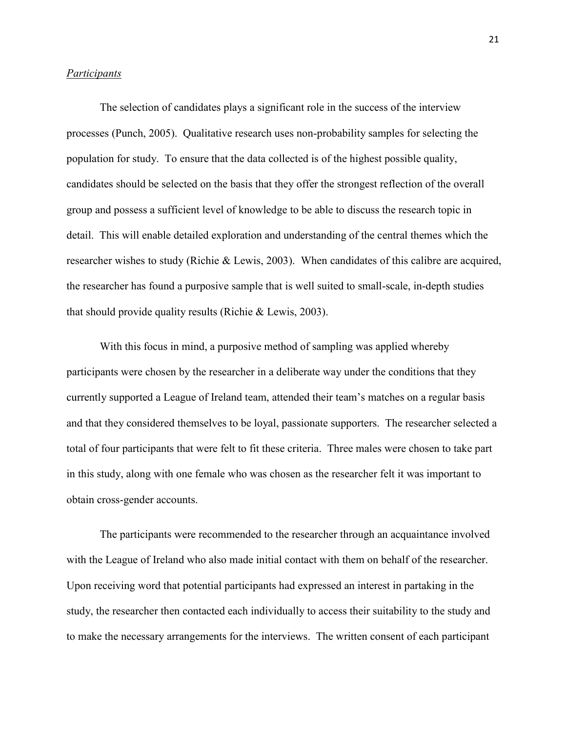*Participants*

The selection of candidates plays a significant role in the success of the interview processes (Punch, 2005). Qualitative research uses non-probability samples for selecting the population for study. To ensure that the data collected is of the highest possible quality, candidates should be selected on the basis that they offer the strongest reflection of the overall group and possess a sufficient level of knowledge to be able to discuss the research topic in detail. This will enable detailed exploration and understanding of the central themes which the researcher wishes to study (Richie & Lewis, 2003). When candidates of this calibre are acquired, the researcher has found a purposive sample that is well suited to small-scale, in-depth studies that should provide quality results (Richie & Lewis, 2003).

With this focus in mind, a purposive method of sampling was applied whereby participants were chosen by the researcher in a deliberate way under the conditions that they currently supported a League of Ireland team, attended their team's matches on a regular basis and that they considered themselves to be loyal, passionate supporters. The researcher selected a total of four participants that were felt to fit these criteria. Three males were chosen to take part in this study, along with one female who was chosen as the researcher felt it was important to obtain cross-gender accounts.

The participants were recommended to the researcher through an acquaintance involved with the League of Ireland who also made initial contact with them on behalf of the researcher. Upon receiving word that potential participants had expressed an interest in partaking in the study, the researcher then contacted each individually to access their suitability to the study and to make the necessary arrangements for the interviews. The written consent of each participant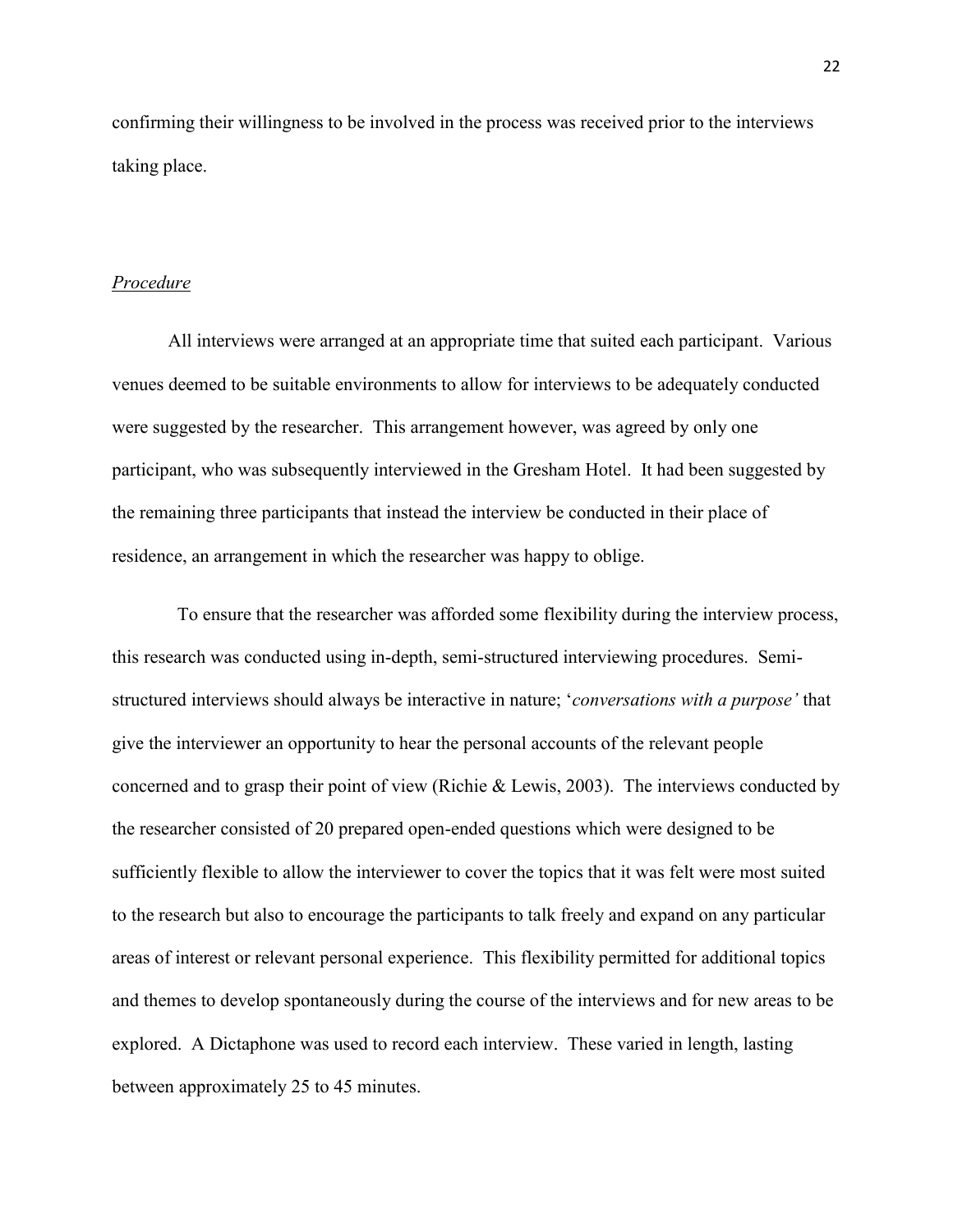confirming their willingness to be involved in the process was received prior to the interviews taking place.

*Procedure*

All interviews were arranged at an appropriate time that suited each participant. Various venues deemed to be suitable environments to allow for interviews to be adequately conducted were suggested by the researcher. This arrangement however, was agreed by only one participant, who was subsequently interviewed in the Gresham Hotel. It had been suggested by the remaining three participants that instead the interview be conducted in their place of residence, an arrangement in which the researcher was happy to oblige.

To ensure that the researcher was afforded some flexibility during the interview process, this research was conducted using in-depth, semi-structured interviewing procedures. Semi-structured interviews should always be interactive in nature; '*conversations with a purpose'* that give the interviewer an opportunity to hear the personal accounts of the relevant people concerned and to grasp their point of view (Richie & Lewis, 2003). The interviews conducted by the researcher consisted of 20 prepared open-ended questions which were designed to be sufficiently flexible to allow the interviewer to cover the topics that it was felt were most suited to the research but also to encourage the participants to talk freely and expand on any particular areas of interest or relevant personal experience. This flexibility permitted for additional topics and themes to develop spontaneously during the course of the interviews and for new areas to be explored. A Dictaphone was used to record each interview. These varied in length, lasting between approximately 25 to 45 minutes.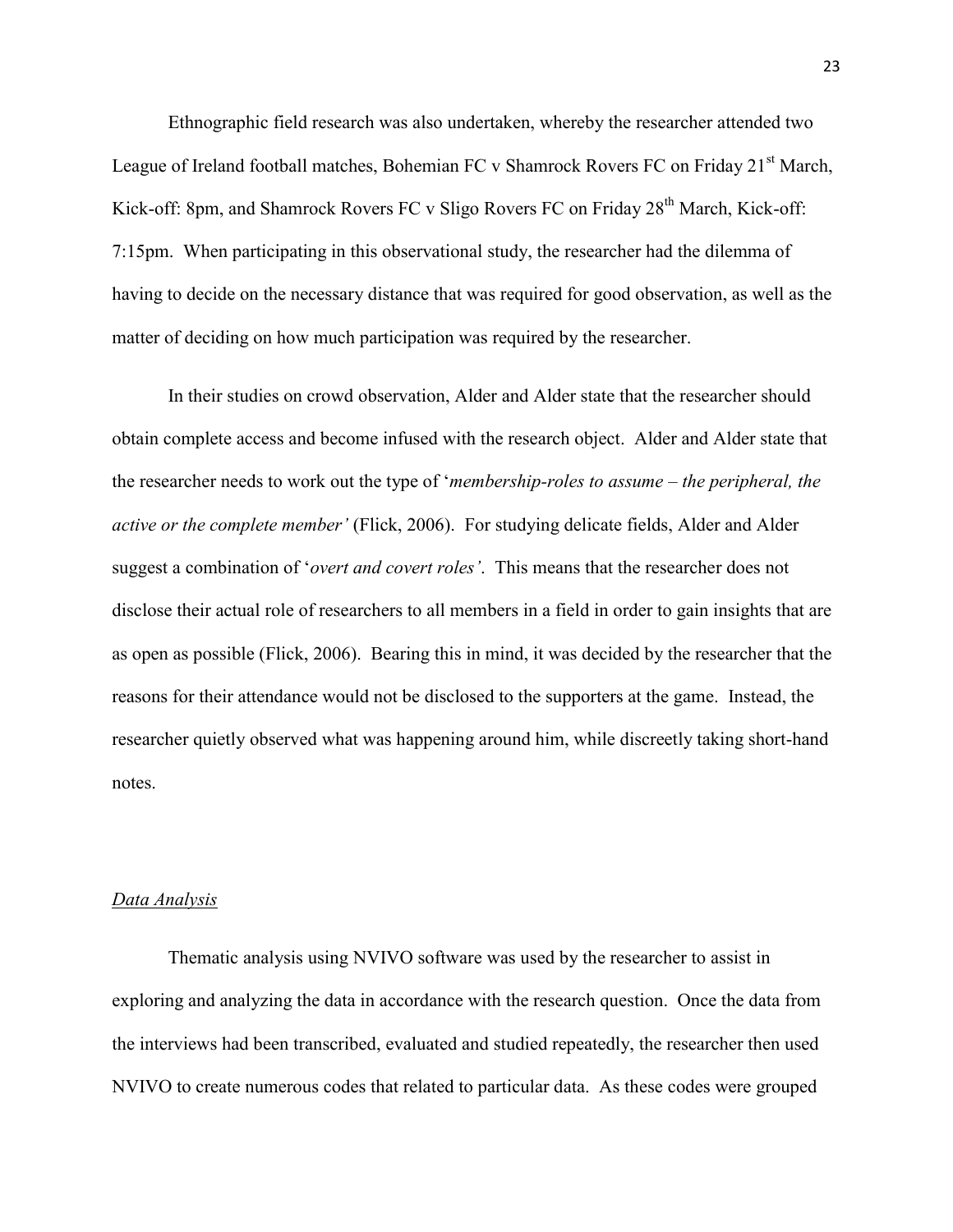Ethnographic field research was also undertaken, whereby the researcher attended two League of Ireland football matches, Bohemian FC v Shamrock Rovers FC on Friday 21st March, Kick-off: 8pm, and Shamrock Rovers FC v Sligo Rovers FC on Friday 28th March, Kick-off: 7:15pm. When participating in this observational study, the researcher had the dilemma of having to decide on the necessary distance that was required for good observation, as well as the matter of deciding on how much participation was required by the researcher.

In their studies on crowd observation, Alder and Alder state that the researcher should obtain complete access and become infused with the research object. Alder and Alder state that the researcher needs to work out the type of '*membership-roles to assume – the peripheral, the active or the complete member'* (Flick, 2006). For studying delicate fields, Alder and Alder suggest a combination of '*overt and covert roles'*. This means that the researcher does not disclose their actual role of researchers to all members in a field in order to gain insights that are as open as possible (Flick, 2006). Bearing this in mind, it was decided by the researcher that the reasons for their attendance would not be disclosed to the supporters at the game. Instead, the researcher quietly observed what was happening around him, while discreetly taking short-hand notes.

### *Data Analysis*

Thematic analysis using NVIVO software was used by the researcher to assist in exploring and analyzing the data in accordance with the research question. Once the data from the interviews had been transcribed, evaluated and studied repeatedly, the researcher then used NVIVO to create numerous codes that related to particular data. As these codes were grouped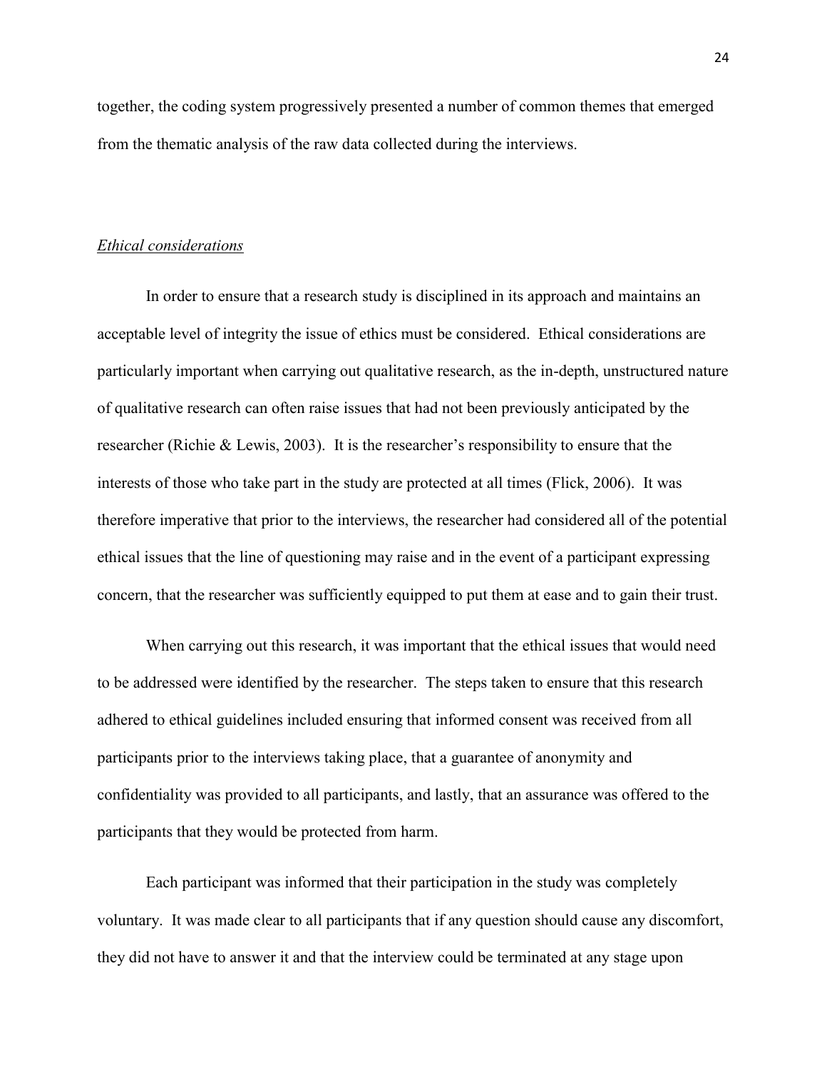together, the coding system progressively presented a number of common themes that emerged from the thematic analysis of the raw data collected during the interviews.

### *Ethical considerations*

In order to ensure that a research study is disciplined in its approach and maintains an acceptable level of integrity the issue of ethics must be considered. Ethical considerations are particularly important when carrying out qualitative research, as the in-depth, unstructured nature of qualitative research can often raise issues that had not been previously anticipated by the researcher (Richie & Lewis, 2003). It is the researcher's responsibility to ensure that the interests of those who take part in the study are protected at all times (Flick, 2006). It was therefore imperative that prior to the interviews, the researcher had considered all of the potential ethical issues that the line of questioning may raise and in the event of a participant expressing concern, that the researcher was sufficiently equipped to put them at ease and to gain their trust.

When carrying out this research, it was important that the ethical issues that would need to be addressed were identified by the researcher. The steps taken to ensure that this research adhered to ethical guidelines included ensuring that informed consent was received from all participants prior to the interviews taking place, that a guarantee of anonymity and confidentiality was provided to all participants, and lastly, that an assurance was offered to the participants that they would be protected from harm.

Each participant was informed that their participation in the study was completely voluntary. It was made clear to all participants that if any question should cause any discomfort, they did not have to answer it and that the interview could be terminated at any stage upon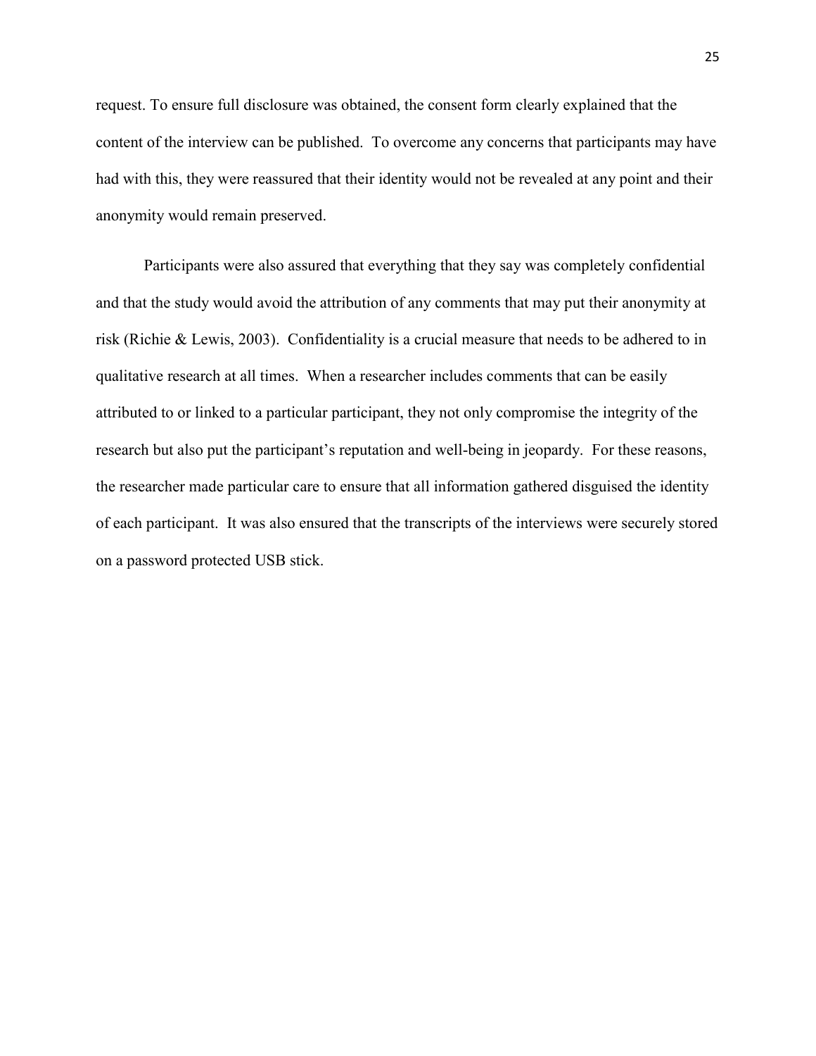request. To ensure full disclosure was obtained, the consent form clearly explained that the content of the interview can be published. To overcome any concerns that participants may have had with this, they were reassured that their identity would not be revealed at any point and their anonymity would remain preserved.

Participants were also assured that everything that they say was completely confidential and that the study would avoid the attribution of any comments that may put their anonymity at risk (Richie & Lewis, 2003). Confidentiality is a crucial measure that needs to be adhered to in qualitative research at all times. When a researcher includes comments that can be easily attributed to or linked to a particular participant, they not only compromise the integrity of the research but also put the participant's reputation and well-being in jeopardy. For these reasons, the researcher made particular care to ensure that all information gathered disguised the identity of each participant. It was also ensured that the transcripts of the interviews were securely stored on a password protected USB stick.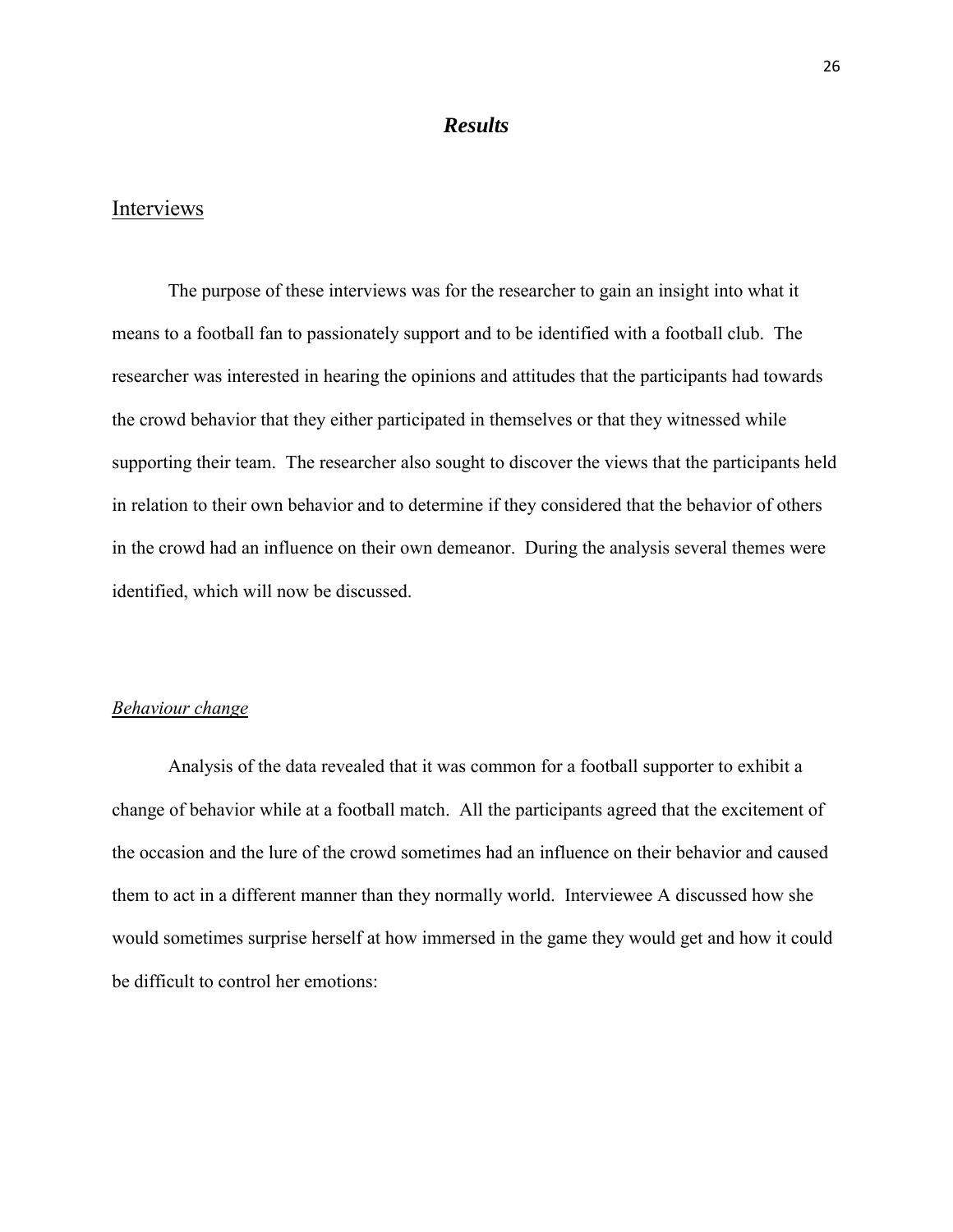# ***Results***

## Interviews

The purpose of these interviews was for the researcher to gain an insight into what it means to a football fan to passionately support and to be identified with a football club. The researcher was interested in hearing the opinions and attitudes that the participants had towards the crowd behavior that they either participated in themselves or that they witnessed while supporting their team. The researcher also sought to discover the views that the participants held in relation to their own behavior and to determine if they considered that the behavior of others in the crowd had an influence on their own demeanor. During the analysis several themes were identified, which will now be discussed.

### *Behaviour change*

Analysis of the data revealed that it was common for a football supporter to exhibit a change of behavior while at a football match. All the participants agreed that the excitement of the occasion and the lure of the crowd sometimes had an influence on their behavior and caused them to act in a different manner than they normally world. Interviewee A discussed how she would sometimes surprise herself at how immersed in the game they would get and how it could be difficult to control her emotions: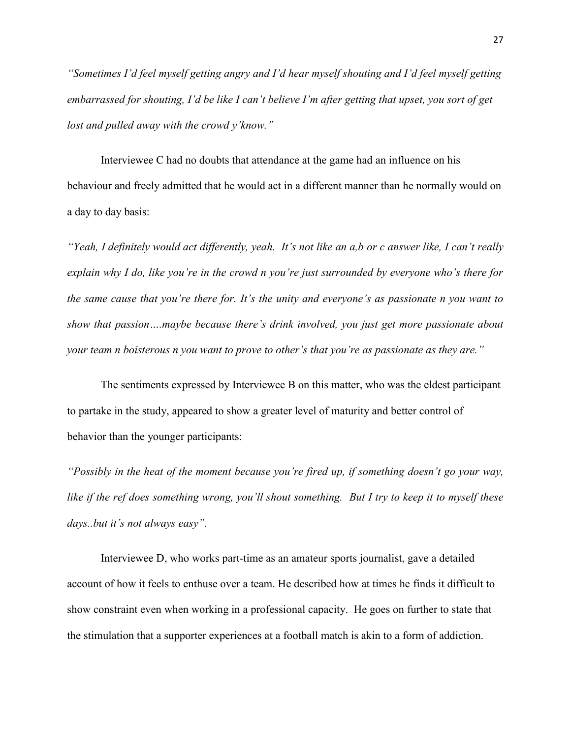*"Sometimes I'd feel myself getting angry and I'd hear myself shouting and I'd feel myself getting embarrassed for shouting, I'd be like I can't believe I'm after getting that upset, you sort of get lost and pulled away with the crowd y'know."*

Interviewee C had no doubts that attendance at the game had an influence on his behaviour and freely admitted that he would act in a different manner than he normally would on a day to day basis:

*"Yeah, I definitely would act differently, yeah. It's not like an a,b or c answer like, I can't really explain why I do, like you're in the crowd n you're just surrounded by everyone who's there for the same cause that you're there for. It's the unity and everyone's as passionate n you want to show that passion….maybe because there's drink involved, you just get more passionate about your team n boisterous n you want to prove to other's that you're as passionate as they are."*

The sentiments expressed by Interviewee B on this matter, who was the eldest participant to partake in the study, appeared to show a greater level of maturity and better control of behavior than the younger participants:

*"Possibly in the heat of the moment because you're fired up, if something doesn't go your way, like if the ref does something wrong, you'll shout something. But I try to keep it to myself these days..but it's not always easy".*

Interviewee D, who works part-time as an amateur sports journalist, gave a detailed account of how it feels to enthuse over a team. He described how at times he finds it difficult to show constraint even when working in a professional capacity. He goes on further to state that the stimulation that a supporter experiences at a football match is akin to a form of addiction.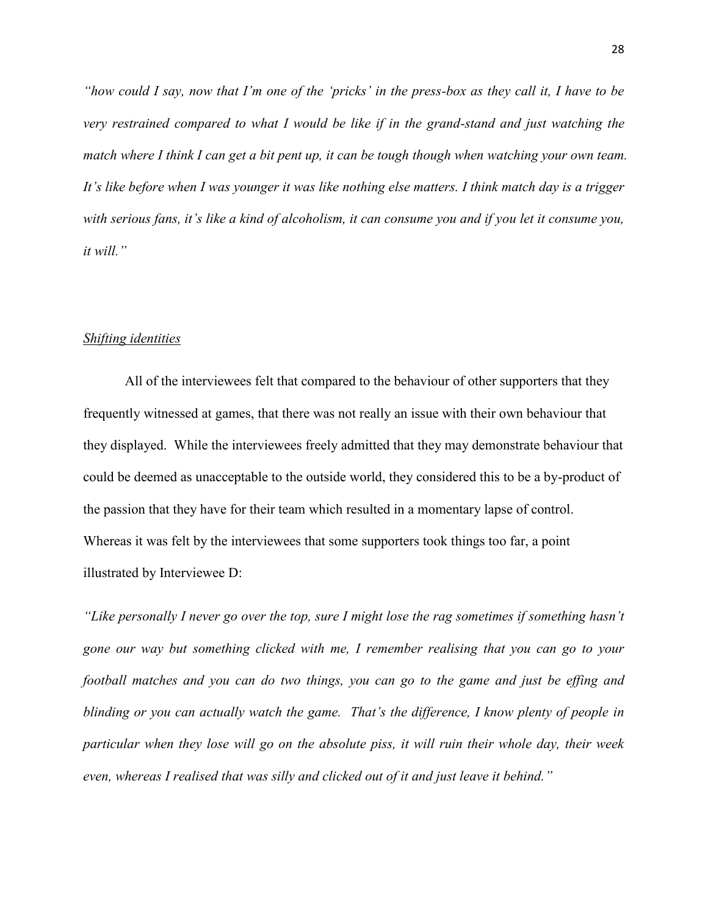*"how could I say, now that I'm one of the 'pricks' in the press-box as they call it, I have to be very restrained compared to what I would be like if in the grand-stand and just watching the match where I think I can get a bit pent up, it can be tough though when watching your own team. It's like before when I was younger it was like nothing else matters. I think match day is a trigger with serious fans, it's like a kind of alcoholism, it can consume you and if you let it consume you, it will."*

### <u>*Shifting identities*</u>

All of the interviewees felt that compared to the behaviour of other supporters that they frequently witnessed at games, that there was not really an issue with their own behaviour that they displayed. While the interviewees freely admitted that they may demonstrate behaviour that could be deemed as unacceptable to the outside world, they considered this to be a by-product of the passion that they have for their team which resulted in a momentary lapse of control. Whereas it was felt by the interviewees that some supporters took things too far, a point illustrated by Interviewee D:

*"Like personally I never go over the top, sure I might lose the rag sometimes if something hasn't gone our way but something clicked with me, I remember realising that you can go to your football matches and you can do two things, you can go to the game and just be effing and blinding or you can actually watch the game. That's the difference, I know plenty of people in particular when they lose will go on the absolute piss, it will ruin their whole day, their week even, whereas I realised that was silly and clicked out of it and just leave it behind."*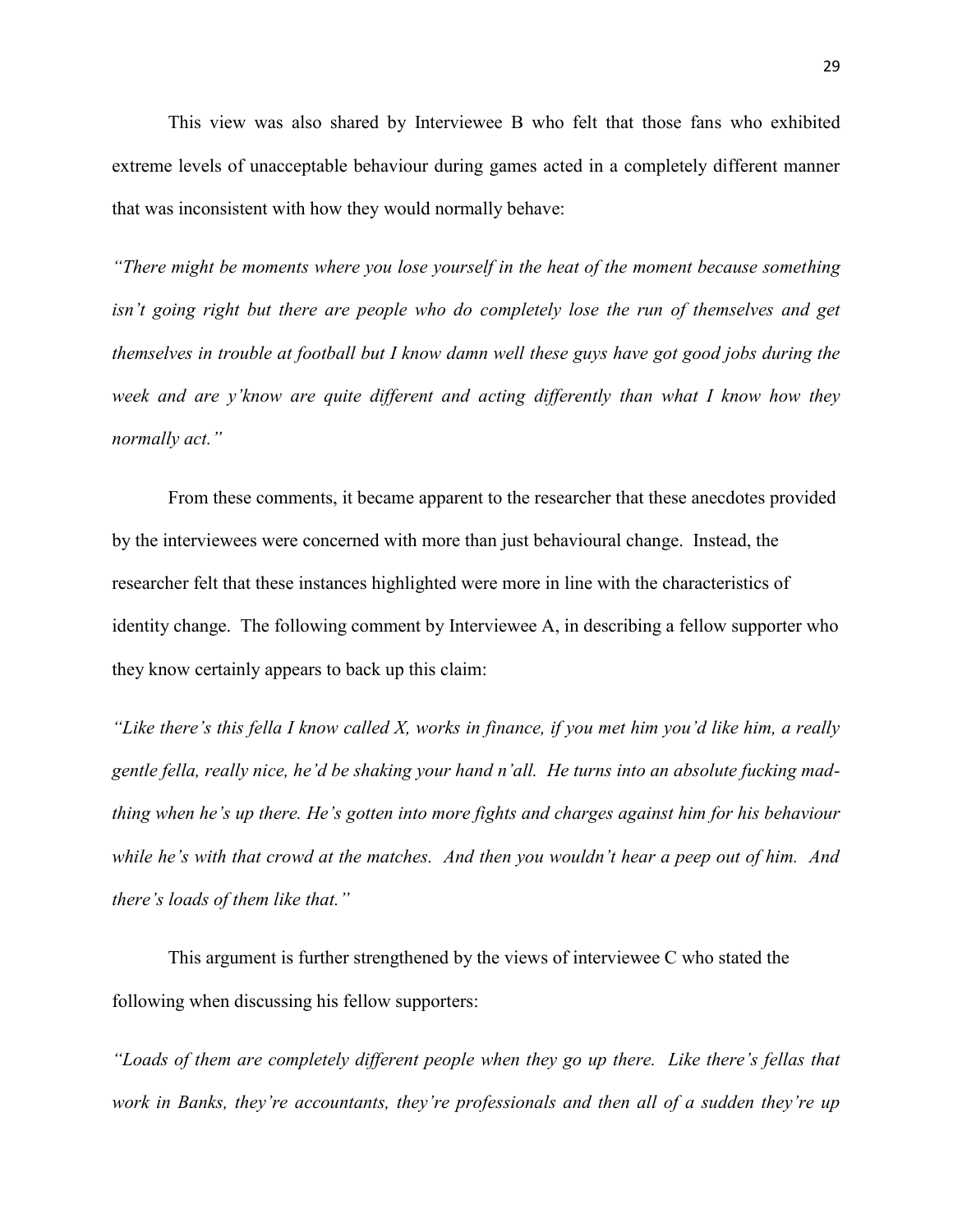This view was also shared by Interviewee B who felt that those fans who exhibited extreme levels of unacceptable behaviour during games acted in a completely different manner that was inconsistent with how they would normally behave:

*"There might be moments where you lose yourself in the heat of the moment because something isn't going right but there are people who do completely lose the run of themselves and get themselves in trouble at football but I know damn well these guys have got good jobs during the week and are y'know are quite different and acting differently than what I know how they normally act."*

From these comments, it became apparent to the researcher that these anecdotes provided by the interviewees were concerned with more than just behavioural change. Instead, the researcher felt that these instances highlighted were more in line with the characteristics of identity change. The following comment by Interviewee A, in describing a fellow supporter who they know certainly appears to back up this claim:

*"Like there's this fella I know called X, works in finance, if you met him you'd like him, a really gentle fella, really nice, he'd be shaking your hand n'all. He turns into an absolute fucking mad-thing when he's up there. He's gotten into more fights and charges against him for his behaviour while he's with that crowd at the matches. And then you wouldn't hear a peep out of him. And there's loads of them like that."*

This argument is further strengthened by the views of interviewee C who stated the following when discussing his fellow supporters:

*"Loads of them are completely different people when they go up there. Like there's fellas that work in Banks, they're accountants, they're professionals and then all of a sudden they're up*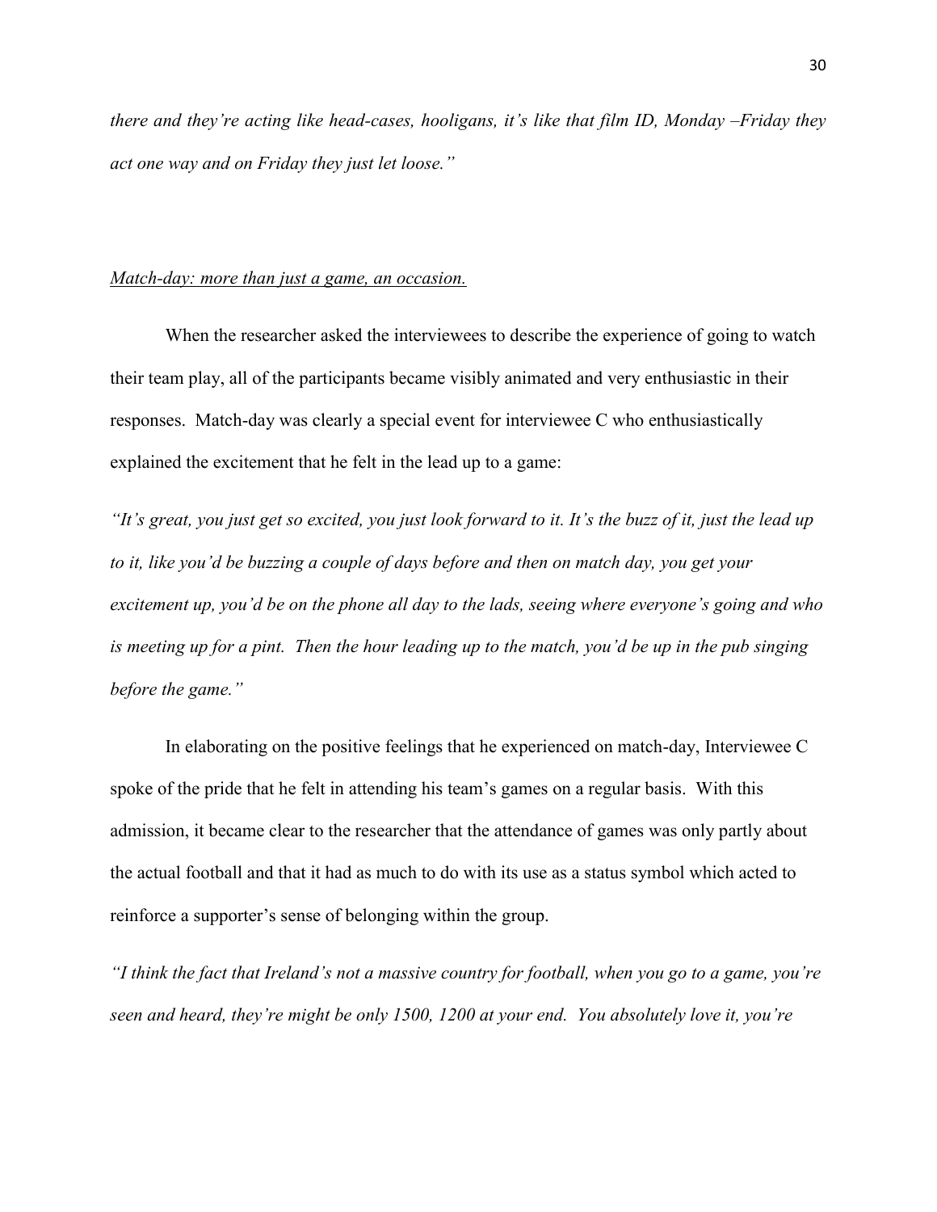*there and they're acting like head-cases, hooligans, it's like that film ID, Monday –Friday they act one way and on Friday they just let loose."*

<u>*Match-day: more than just a game, an occasion.*</u>

When the researcher asked the interviewees to describe the experience of going to watch their team play, all of the participants became visibly animated and very enthusiastic in their responses. Match-day was clearly a special event for interviewee C who enthusiastically explained the excitement that he felt in the lead up to a game:

*"It's great, you just get so excited, you just look forward to it. It's the buzz of it, just the lead up to it, like you'd be buzzing a couple of days before and then on match day, you get your excitement up, you'd be on the phone all day to the lads, seeing where everyone's going and who is meeting up for a pint. Then the hour leading up to the match, you'd be up in the pub singing before the game."*

In elaborating on the positive feelings that he experienced on match-day, Interviewee C spoke of the pride that he felt in attending his team's games on a regular basis. With this admission, it became clear to the researcher that the attendance of games was only partly about the actual football and that it had as much to do with its use as a status symbol which acted to reinforce a supporter's sense of belonging within the group.

*"I think the fact that Ireland's not a massive country for football, when you go to a game, you're seen and heard, they're might be only 1500, 1200 at your end. You absolutely love it, you're*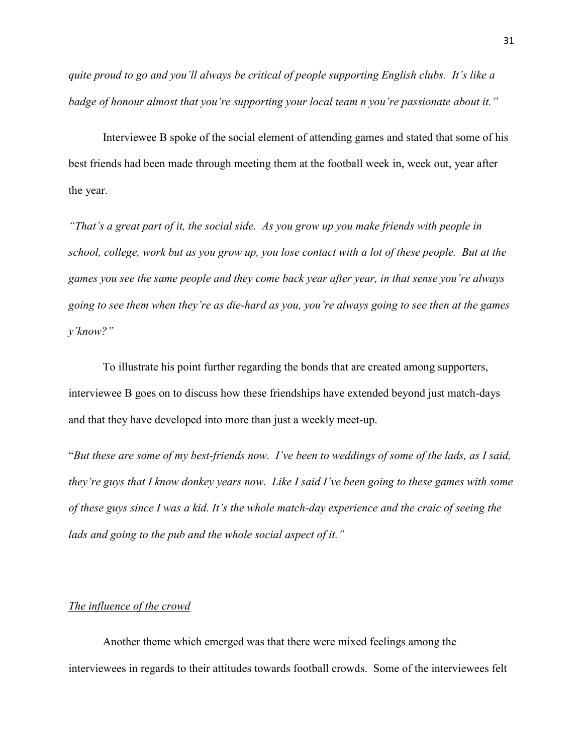*quite proud to go and you'll always be critical of people supporting English clubs. It's like a badge of honour almost that you're supporting your local team n you're passionate about it."*

Interviewee B spoke of the social element of attending games and stated that some of his best friends had been made through meeting them at the football week in, week out, year after the year.

*"That's a great part of it, the social side. As you grow up you make friends with people in school, college, work but as you grow up, you lose contact with a lot of these people. But at the games you see the same people and they come back year after year, in that sense you're always going to see them when they're as die-hard as you, you're always going to see then at the games y'know?"*

To illustrate his point further regarding the bonds that are created among supporters, interviewee B goes on to discuss how these friendships have extended beyond just match-days and that they have developed into more than just a weekly meet-up.

"*But these are some of my best-friends now. I've been to weddings of some of the lads, as I said, they're guys that I know donkey years now. Like I said I've been going to these games with some of these guys since I was a kid. It's the whole match-day experience and the craic of seeing the lads and going to the pub and the whole social aspect of it."*

<u>*The influence of the crowd*</u>

Another theme which emerged was that there were mixed feelings among the interviewees in regards to their attitudes towards football crowds. Some of the interviewees felt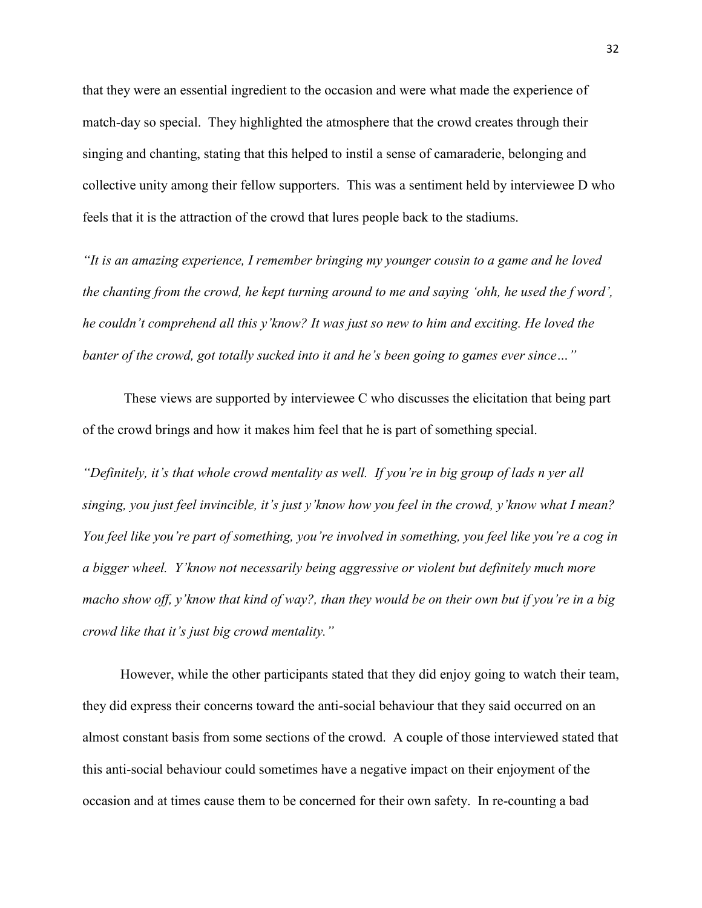that they were an essential ingredient to the occasion and were what made the experience of match-day so special. They highlighted the atmosphere that the crowd creates through their singing and chanting, stating that this helped to instil a sense of camaraderie, belonging and collective unity among their fellow supporters. This was a sentiment held by interviewee D who feels that it is the attraction of the crowd that lures people back to the stadiums.

*"It is an amazing experience, I remember bringing my younger cousin to a game and he loved the chanting from the crowd, he kept turning around to me and saying 'ohh, he used the f word', he couldn't comprehend all this y'know? It was just so new to him and exciting. He loved the banter of the crowd, got totally sucked into it and he's been going to games ever since…"*

These views are supported by interviewee C who discusses the elicitation that being part of the crowd brings and how it makes him feel that he is part of something special.

*"Definitely, it's that whole crowd mentality as well. If you're in big group of lads n yer all singing, you just feel invincible, it's just y'know how you feel in the crowd, y'know what I mean? You feel like you're part of something, you're involved in something, you feel like you're a cog in a bigger wheel. Y'know not necessarily being aggressive or violent but definitely much more macho show off, y'know that kind of way?, than they would be on their own but if you're in a big crowd like that it's just big crowd mentality."*

However, while the other participants stated that they did enjoy going to watch their team, they did express their concerns toward the anti-social behaviour that they said occurred on an almost constant basis from some sections of the crowd. A couple of those interviewed stated that this anti-social behaviour could sometimes have a negative impact on their enjoyment of the occasion and at times cause them to be concerned for their own safety. In re-counting a bad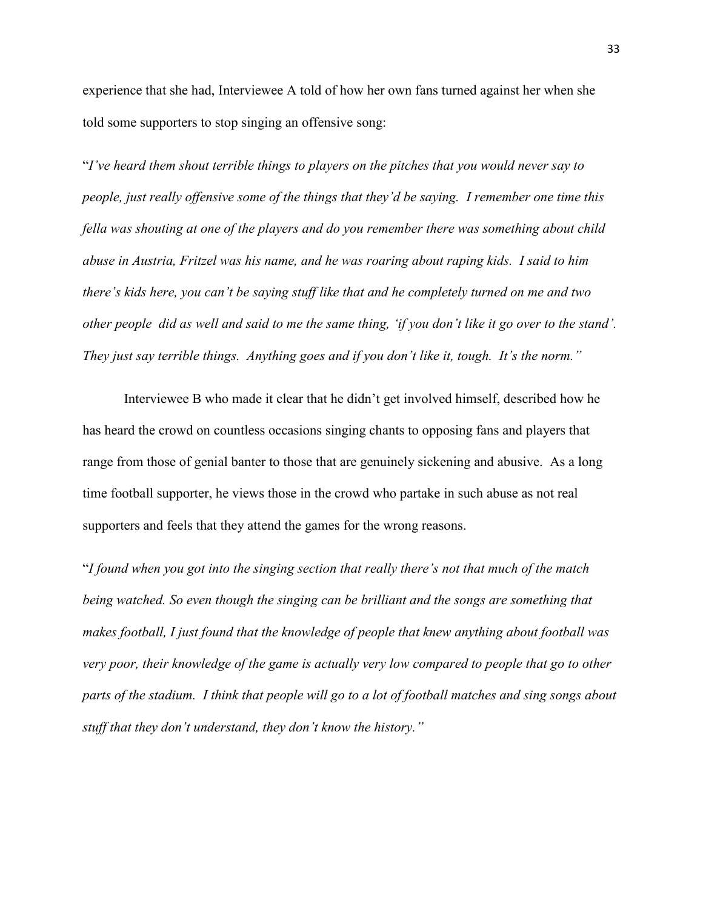experience that she had, Interviewee A told of how her own fans turned against her when she told some supporters to stop singing an offensive song:

"*I've heard them shout terrible things to players on the pitches that you would never say to people, just really offensive some of the things that they'd be saying. I remember one time this fella was shouting at one of the players and do you remember there was something about child abuse in Austria, Fritzel was his name, and he was roaring about raping kids. I said to him there's kids here, you can't be saying stuff like that and he completely turned on me and two other people did as well and said to me the same thing, 'if you don't like it go over to the stand'. They just say terrible things. Anything goes and if you don't like it, tough. It's the norm.*"

Interviewee B who made it clear that he didn't get involved himself, described how he has heard the crowd on countless occasions singing chants to opposing fans and players that range from those of genial banter to those that are genuinely sickening and abusive. As a long time football supporter, he views those in the crowd who partake in such abuse as not real supporters and feels that they attend the games for the wrong reasons.

"*I found when you got into the singing section that really there's not that much of the match being watched. So even though the singing can be brilliant and the songs are something that makes football, I just found that the knowledge of people that knew anything about football was very poor, their knowledge of the game is actually very low compared to people that go to other parts of the stadium. I think that people will go to a lot of football matches and sing songs about stuff that they don't understand, they don't know the history.*"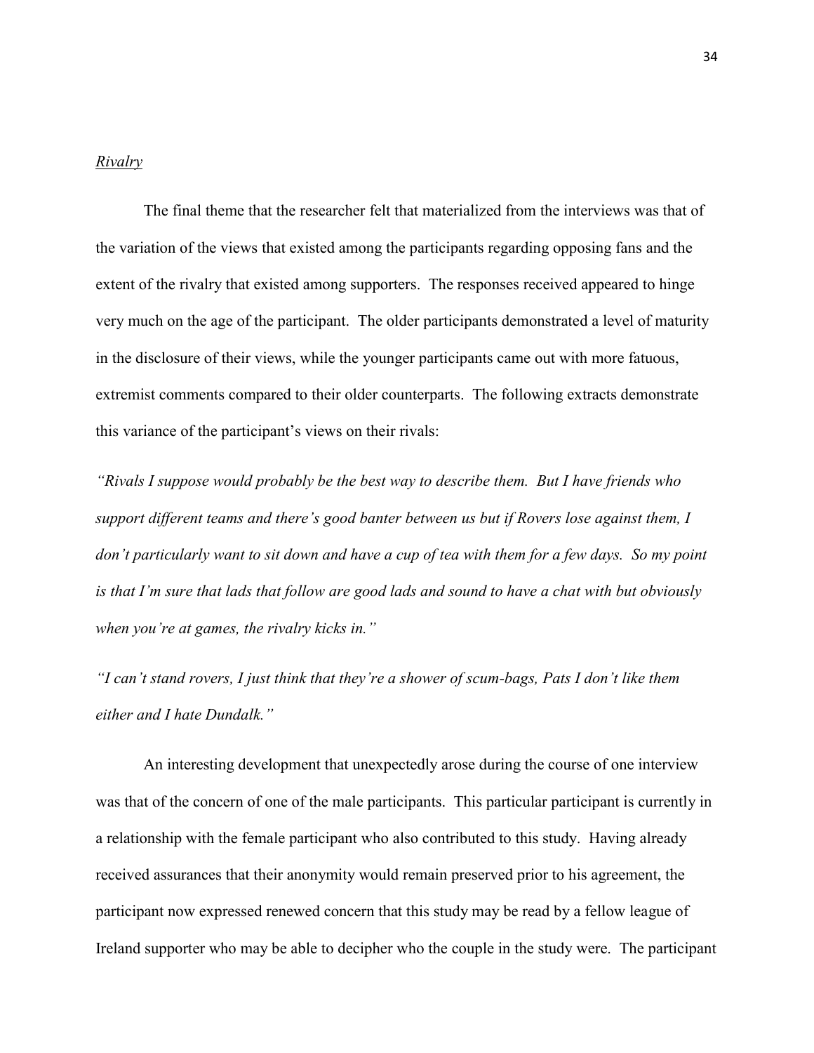*Rivalry*

The final theme that the researcher felt that materialized from the interviews was that of the variation of the views that existed among the participants regarding opposing fans and the extent of the rivalry that existed among supporters. The responses received appeared to hinge very much on the age of the participant. The older participants demonstrated a level of maturity in the disclosure of their views, while the younger participants came out with more fatuous, extremist comments compared to their older counterparts. The following extracts demonstrate this variance of the participant's views on their rivals:

*"Rivals I suppose would probably be the best way to describe them. But I have friends who support different teams and there's good banter between us but if Rovers lose against them, I don't particularly want to sit down and have a cup of tea with them for a few days. So my point is that I'm sure that lads that follow are good lads and sound to have a chat with but obviously when you're at games, the rivalry kicks in."*

*"I can't stand rovers, I just think that they're a shower of scum-bags, Pats I don't like them either and I hate Dundalk."*

An interesting development that unexpectedly arose during the course of one interview was that of the concern of one of the male participants. This particular participant is currently in a relationship with the female participant who also contributed to this study. Having already received assurances that their anonymity would remain preserved prior to his agreement, the participant now expressed renewed concern that this study may be read by a fellow league of Ireland supporter who may be able to decipher who the couple in the study were. The participant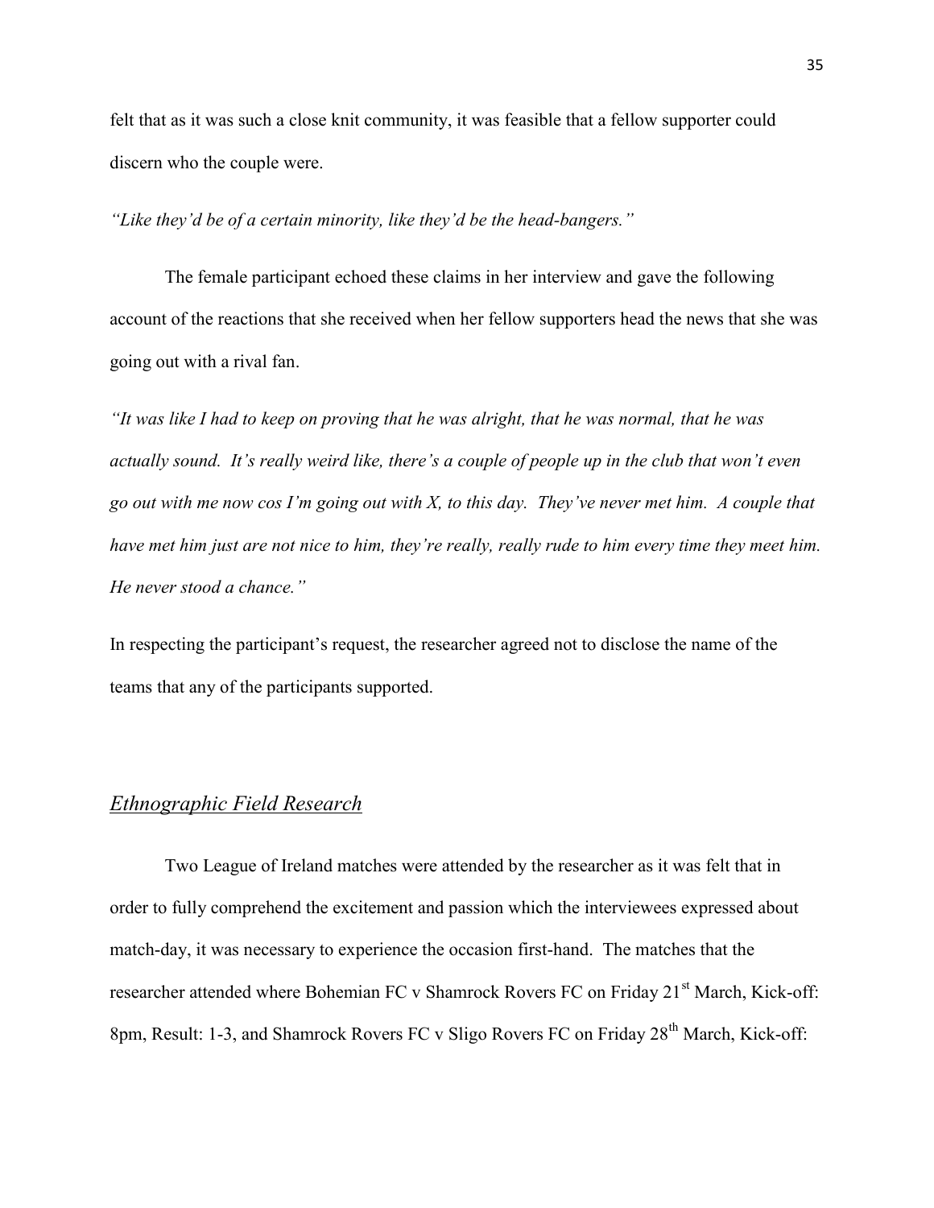felt that as it was such a close knit community, it was feasible that a fellow supporter could discern who the couple were.

*"Like they'd be of a certain minority, like they'd be the head-bangers."*

The female participant echoed these claims in her interview and gave the following account of the reactions that she received when her fellow supporters head the news that she was going out with a rival fan.

*"It was like I had to keep on proving that he was alright, that he was normal, that he was actually sound. It's really weird like, there's a couple of people up in the club that won't even go out with me now cos I'm going out with X, to this day. They've never met him. A couple that have met him just are not nice to him, they're really, really rude to him every time they meet him. He never stood a chance."*

In respecting the participant's request, the researcher agreed not to disclose the name of the teams that any of the participants supported.

## *Ethnographic Field Research*

Two League of Ireland matches were attended by the researcher as it was felt that in order to fully comprehend the excitement and passion which the interviewees expressed about match-day, it was necessary to experience the occasion first-hand. The matches that the researcher attended where Bohemian FC v Shamrock Rovers FC on Friday 21st March, Kick-off: 8pm, Result: 1-3, and Shamrock Rovers FC v Sligo Rovers FC on Friday 28th March, Kick-off: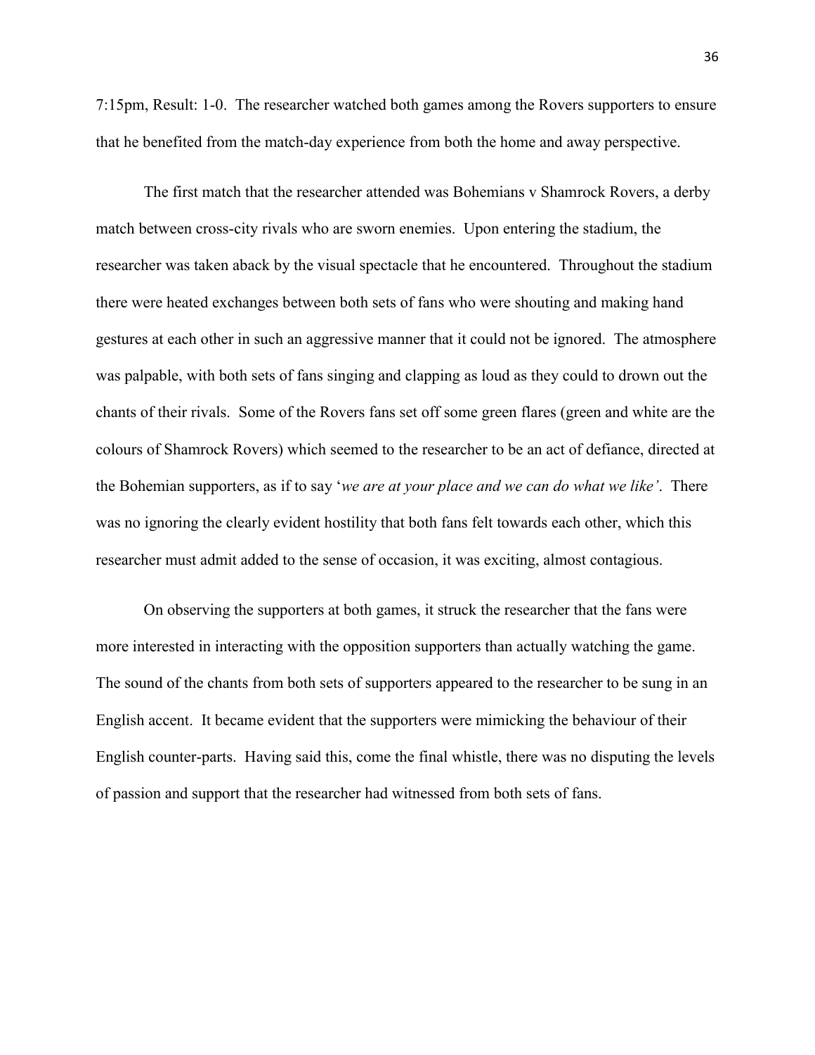7:15pm, Result: 1-0. The researcher watched both games among the Rovers supporters to ensure that he benefited from the match-day experience from both the home and away perspective.

The first match that the researcher attended was Bohemians v Shamrock Rovers, a derby match between cross-city rivals who are sworn enemies. Upon entering the stadium, the researcher was taken aback by the visual spectacle that he encountered. Throughout the stadium there were heated exchanges between both sets of fans who were shouting and making hand gestures at each other in such an aggressive manner that it could not be ignored. The atmosphere was palpable, with both sets of fans singing and clapping as loud as they could to drown out the chants of their rivals. Some of the Rovers fans set off some green flares (green and white are the colours of Shamrock Rovers) which seemed to the researcher to be an act of defiance, directed at the Bohemian supporters, as if to say '*we are at your place and we can do what we like'*. There was no ignoring the clearly evident hostility that both fans felt towards each other, which this researcher must admit added to the sense of occasion, it was exciting, almost contagious.

On observing the supporters at both games, it struck the researcher that the fans were more interested in interacting with the opposition supporters than actually watching the game. The sound of the chants from both sets of supporters appeared to the researcher to be sung in an English accent. It became evident that the supporters were mimicking the behaviour of their English counter-parts. Having said this, come the final whistle, there was no disputing the levels of passion and support that the researcher had witnessed from both sets of fans.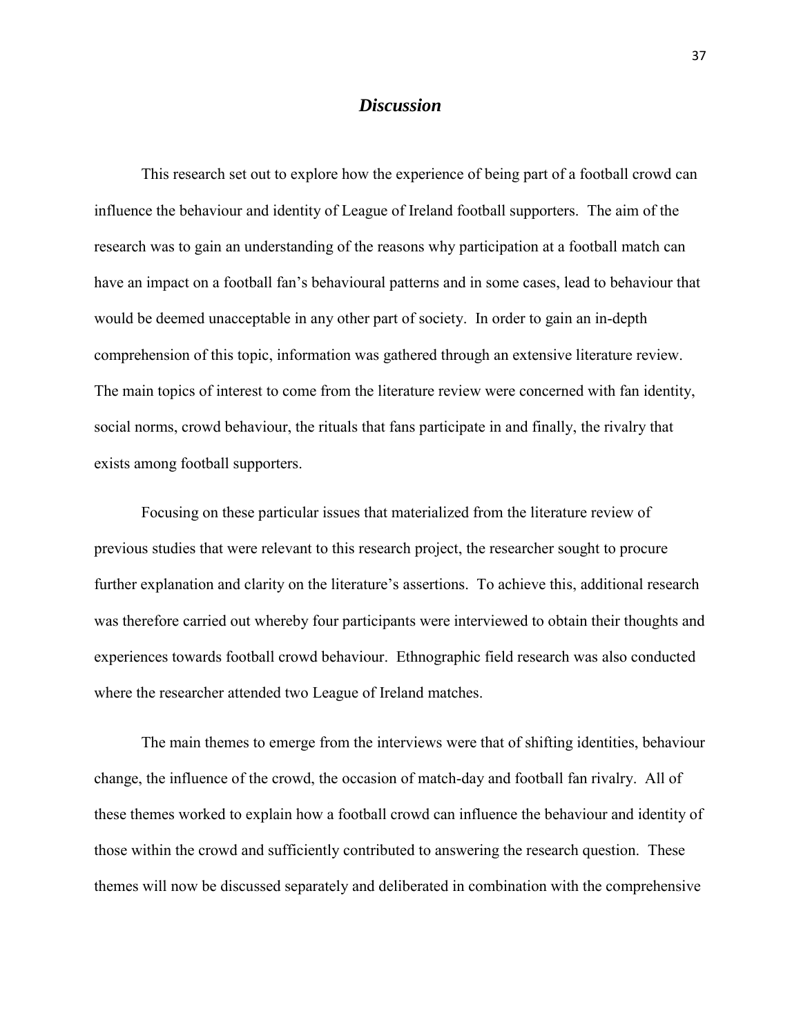# *Discussion*

This research set out to explore how the experience of being part of a football crowd can influence the behaviour and identity of League of Ireland football supporters. The aim of the research was to gain an understanding of the reasons why participation at a football match can have an impact on a football fan's behavioural patterns and in some cases, lead to behaviour that would be deemed unacceptable in any other part of society. In order to gain an in-depth comprehension of this topic, information was gathered through an extensive literature review. The main topics of interest to come from the literature review were concerned with fan identity, social norms, crowd behaviour, the rituals that fans participate in and finally, the rivalry that exists among football supporters.

Focusing on these particular issues that materialized from the literature review of previous studies that were relevant to this research project, the researcher sought to procure further explanation and clarity on the literature's assertions. To achieve this, additional research was therefore carried out whereby four participants were interviewed to obtain their thoughts and experiences towards football crowd behaviour. Ethnographic field research was also conducted where the researcher attended two League of Ireland matches.

The main themes to emerge from the interviews were that of shifting identities, behaviour change, the influence of the crowd, the occasion of match-day and football fan rivalry. All of these themes worked to explain how a football crowd can influence the behaviour and identity of those within the crowd and sufficiently contributed to answering the research question. These themes will now be discussed separately and deliberated in combination with the comprehensive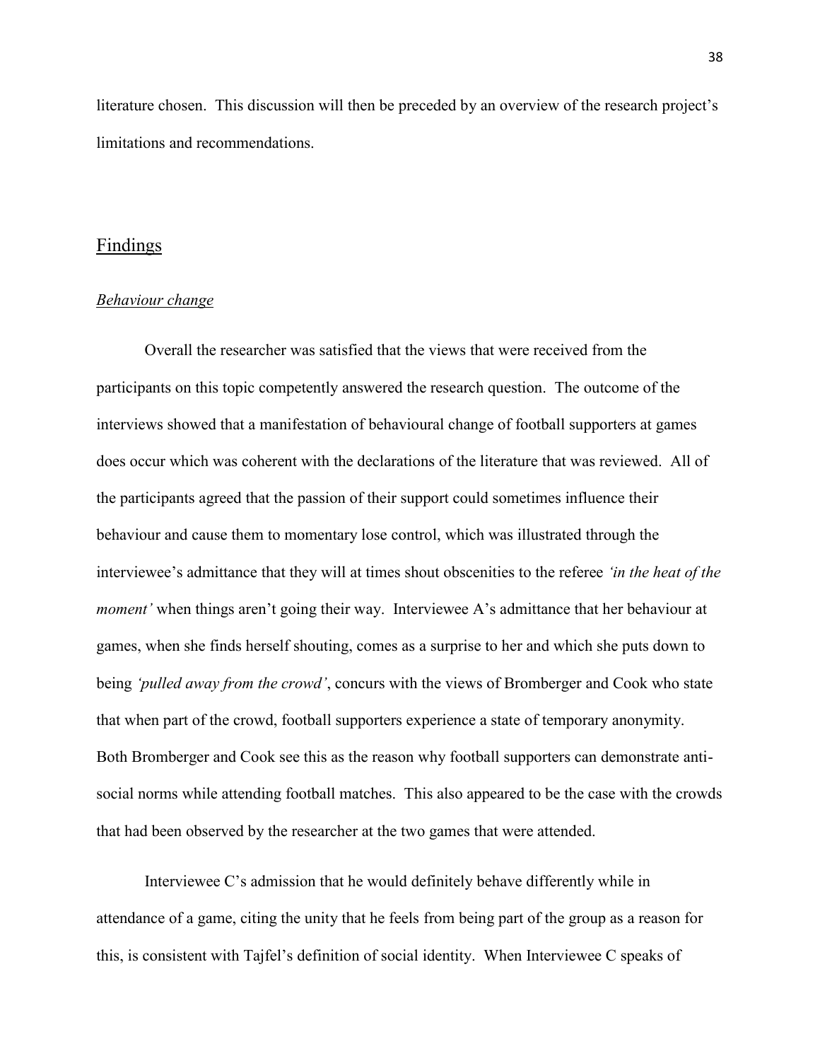literature chosen. This discussion will then be preceded by an overview of the research project's limitations and recommendations.

## Findings

### *Behaviour change*

Overall the researcher was satisfied that the views that were received from the participants on this topic competently answered the research question. The outcome of the interviews showed that a manifestation of behavioural change of football supporters at games does occur which was coherent with the declarations of the literature that was reviewed. All of the participants agreed that the passion of their support could sometimes influence their behaviour and cause them to momentary lose control, which was illustrated through the interviewee's admittance that they will at times shout obscenities to the referee *'in the heat of the moment'* when things aren't going their way. Interviewee A's admittance that her behaviour at games, when she finds herself shouting, comes as a surprise to her and which she puts down to being *'pulled away from the crowd'*, concurs with the views of Bromberger and Cook who state that when part of the crowd, football supporters experience a state of temporary anonymity. Both Bromberger and Cook see this as the reason why football supporters can demonstrate anti-social norms while attending football matches. This also appeared to be the case with the crowds that had been observed by the researcher at the two games that were attended.

Interviewee C's admission that he would definitely behave differently while in attendance of a game, citing the unity that he feels from being part of the group as a reason for this, is consistent with Tajfel's definition of social identity. When Interviewee C speaks of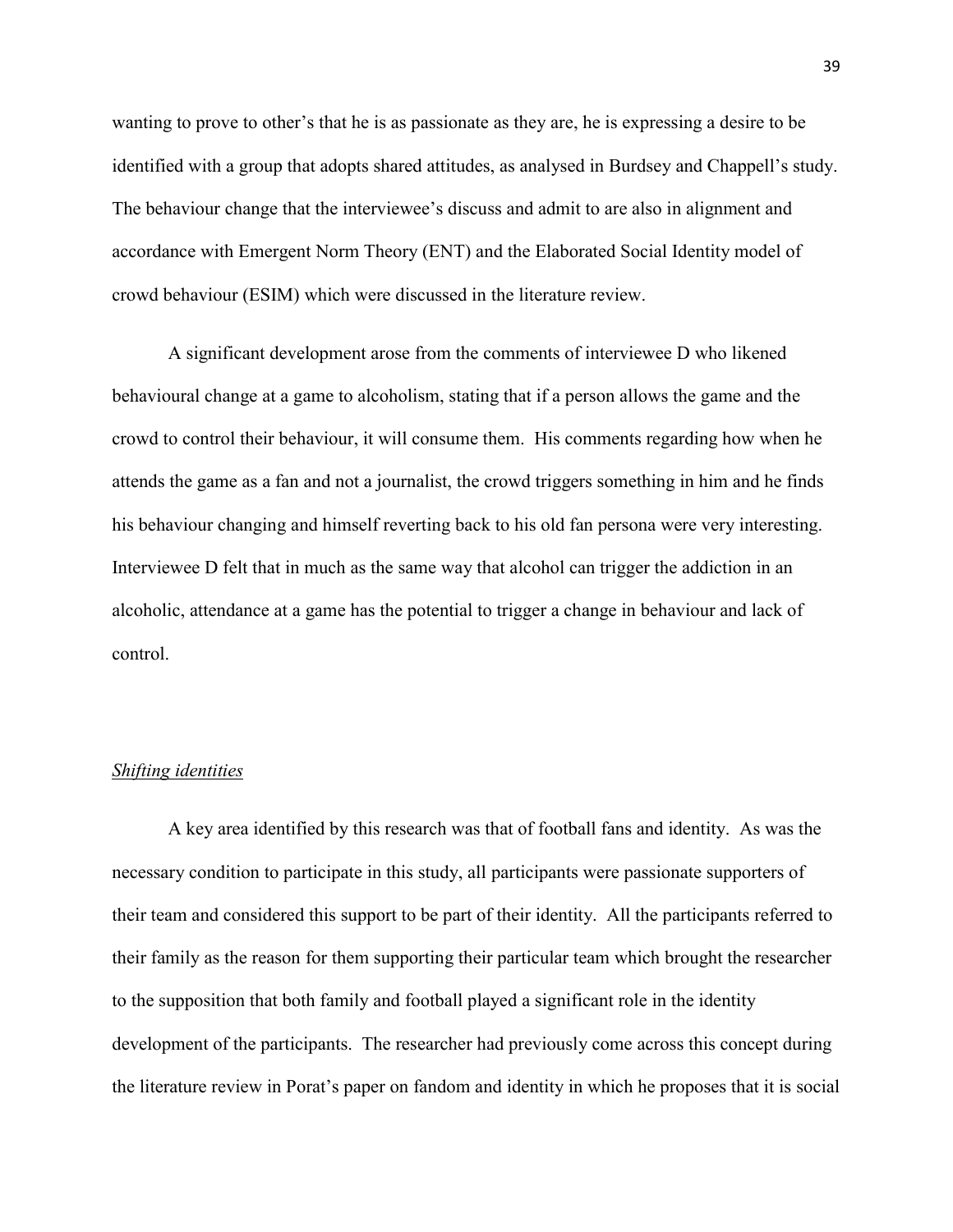wanting to prove to other's that he is as passionate as they are, he is expressing a desire to be identified with a group that adopts shared attitudes, as analysed in Burdsey and Chappell's study. The behaviour change that the interviewee's discuss and admit to are also in alignment and accordance with Emergent Norm Theory (ENT) and the Elaborated Social Identity model of crowd behaviour (ESIM) which were discussed in the literature review.

A significant development arose from the comments of interviewee D who likened behavioural change at a game to alcoholism, stating that if a person allows the game and the crowd to control their behaviour, it will consume them. His comments regarding how when he attends the game as a fan and not a journalist, the crowd triggers something in him and he finds his behaviour changing and himself reverting back to his old fan persona were very interesting. Interviewee D felt that in much as the same way that alcohol can trigger the addiction in an alcoholic, attendance at a game has the potential to trigger a change in behaviour and lack of control.

*Shifting identities*

A key area identified by this research was that of football fans and identity. As was the necessary condition to participate in this study, all participants were passionate supporters of their team and considered this support to be part of their identity. All the participants referred to their family as the reason for them supporting their particular team which brought the researcher to the supposition that both family and football played a significant role in the identity development of the participants. The researcher had previously come across this concept during the literature review in Porat's paper on fandom and identity in which he proposes that it is social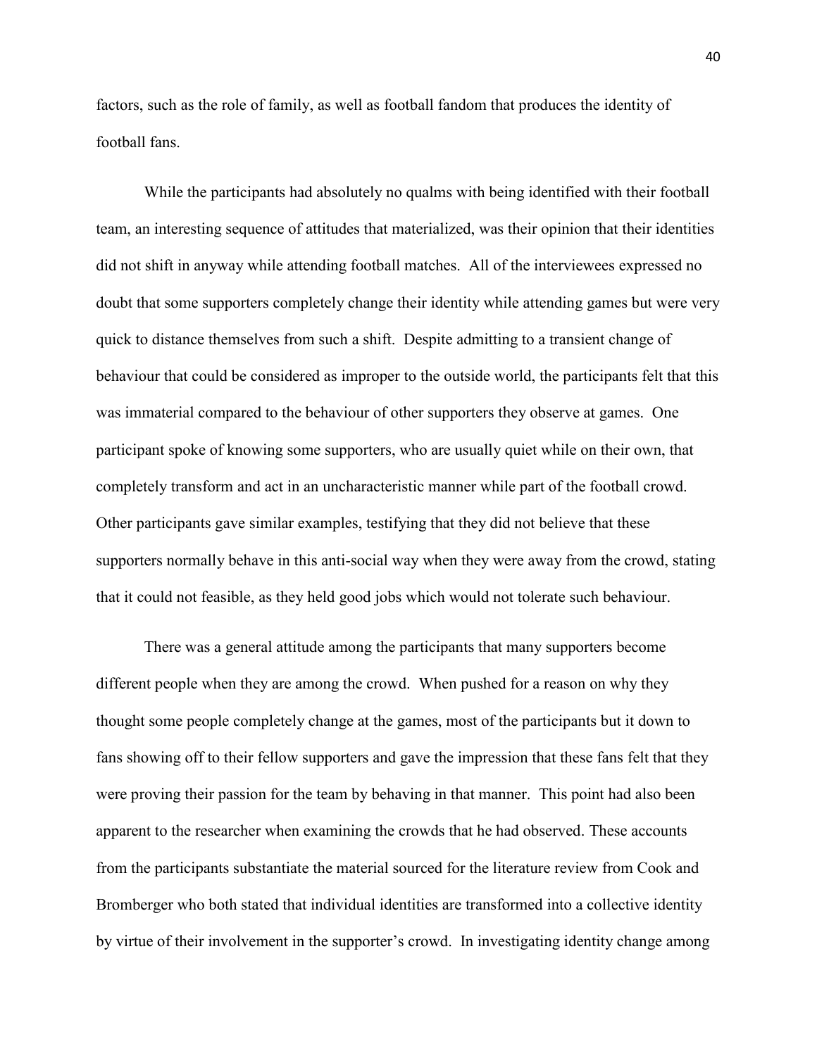factors, such as the role of family, as well as football fandom that produces the identity of football fans.

While the participants had absolutely no qualms with being identified with their football team, an interesting sequence of attitudes that materialized, was their opinion that their identities did not shift in anyway while attending football matches. All of the interviewees expressed no doubt that some supporters completely change their identity while attending games but were very quick to distance themselves from such a shift. Despite admitting to a transient change of behaviour that could be considered as improper to the outside world, the participants felt that this was immaterial compared to the behaviour of other supporters they observe at games. One participant spoke of knowing some supporters, who are usually quiet while on their own, that completely transform and act in an uncharacteristic manner while part of the football crowd. Other participants gave similar examples, testifying that they did not believe that these supporters normally behave in this anti-social way when they were away from the crowd, stating that it could not feasible, as they held good jobs which would not tolerate such behaviour.

There was a general attitude among the participants that many supporters become different people when they are among the crowd. When pushed for a reason on why they thought some people completely change at the games, most of the participants but it down to fans showing off to their fellow supporters and gave the impression that these fans felt that they were proving their passion for the team by behaving in that manner. This point had also been apparent to the researcher when examining the crowds that he had observed. These accounts from the participants substantiate the material sourced for the literature review from Cook and Bromberger who both stated that individual identities are transformed into a collective identity by virtue of their involvement in the supporter's crowd. In investigating identity change among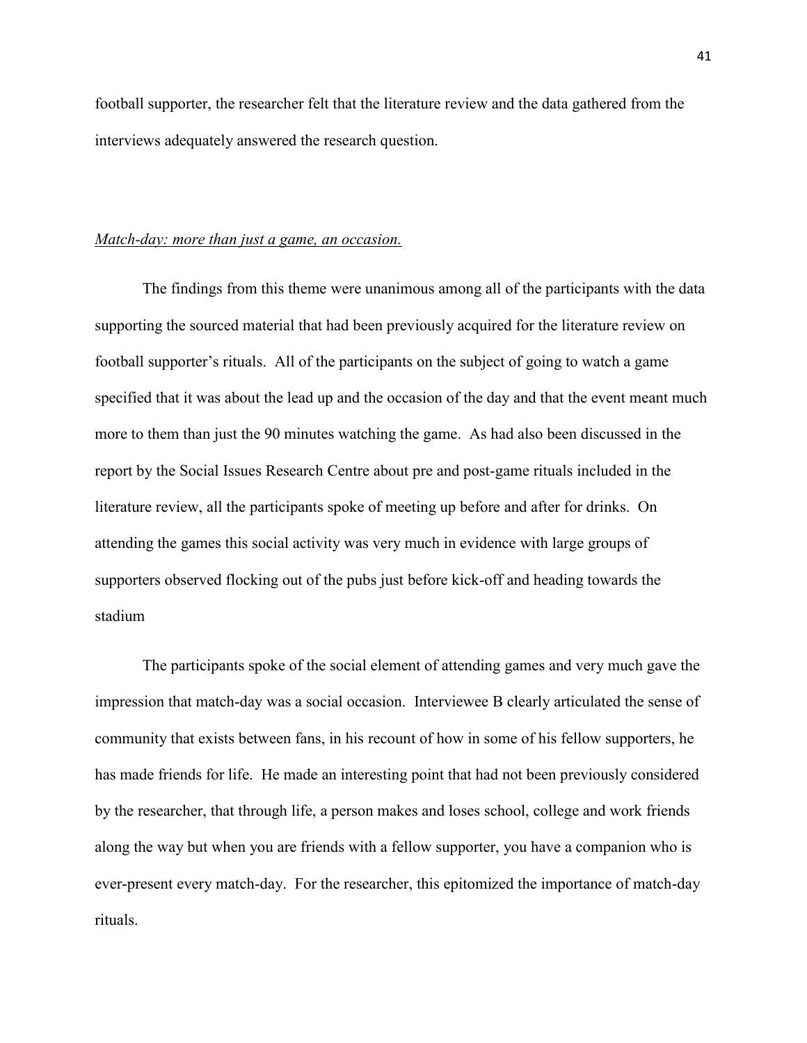football supporter, the researcher felt that the literature review and the data gathered from the interviews adequately answered the research question.

*<u>Match-day: more than just a game, an occasion.</u>*

The findings from this theme were unanimous among all of the participants with the data supporting the sourced material that had been previously acquired for the literature review on football supporter's rituals. All of the participants on the subject of going to watch a game specified that it was about the lead up and the occasion of the day and that the event meant much more to them than just the 90 minutes watching the game. As had also been discussed in the report by the Social Issues Research Centre about pre and post-game rituals included in the literature review, all the participants spoke of meeting up before and after for drinks. On attending the games this social activity was very much in evidence with large groups of supporters observed flocking out of the pubs just before kick-off and heading towards the stadium

The participants spoke of the social element of attending games and very much gave the impression that match-day was a social occasion. Interviewee B clearly articulated the sense of community that exists between fans, in his recount of how in some of his fellow supporters, he has made friends for life. He made an interesting point that had not been previously considered by the researcher, that through life, a person makes and loses school, college and work friends along the way but when you are friends with a fellow supporter, you have a companion who is ever-present every match-day. For the researcher, this epitomized the importance of match-day rituals.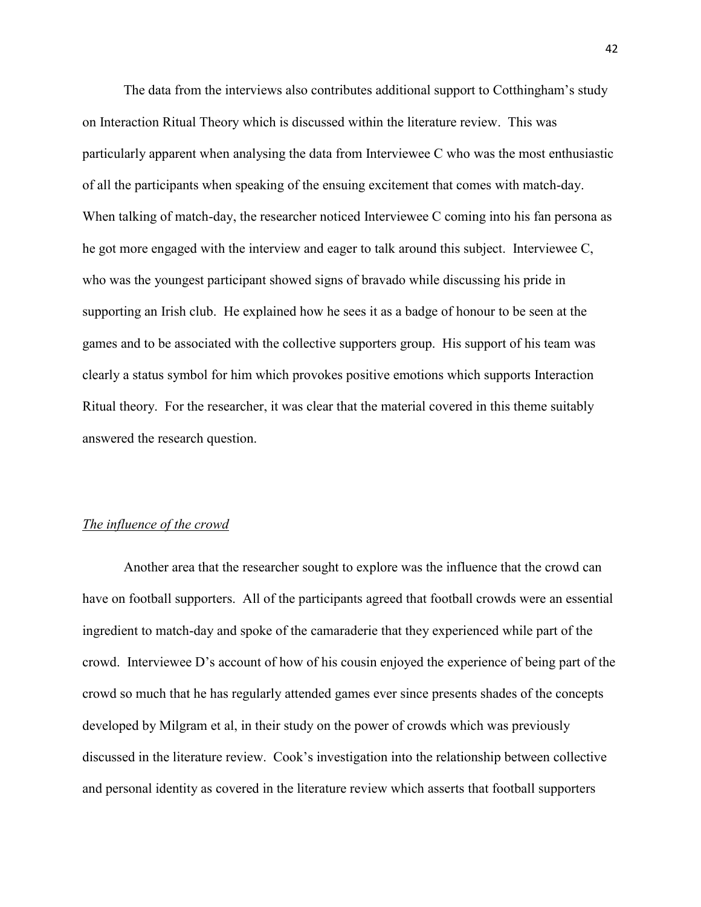The data from the interviews also contributes additional support to Cotthingham's study on Interaction Ritual Theory which is discussed within the literature review. This was particularly apparent when analysing the data from Interviewee C who was the most enthusiastic of all the participants when speaking of the ensuing excitement that comes with match-day. When talking of match-day, the researcher noticed Interviewee C coming into his fan persona as he got more engaged with the interview and eager to talk around this subject. Interviewee C, who was the youngest participant showed signs of bravado while discussing his pride in supporting an Irish club. He explained how he sees it as a badge of honour to be seen at the games and to be associated with the collective supporters group. His support of his team was clearly a status symbol for him which provokes positive emotions which supports Interaction Ritual theory. For the researcher, it was clear that the material covered in this theme suitably answered the research question.

*The influence of the crowd*

Another area that the researcher sought to explore was the influence that the crowd can have on football supporters. All of the participants agreed that football crowds were an essential ingredient to match-day and spoke of the camaraderie that they experienced while part of the crowd. Interviewee D's account of how of his cousin enjoyed the experience of being part of the crowd so much that he has regularly attended games ever since presents shades of the concepts developed by Milgram et al, in their study on the power of crowds which was previously discussed in the literature review. Cook's investigation into the relationship between collective and personal identity as covered in the literature review which asserts that football supporters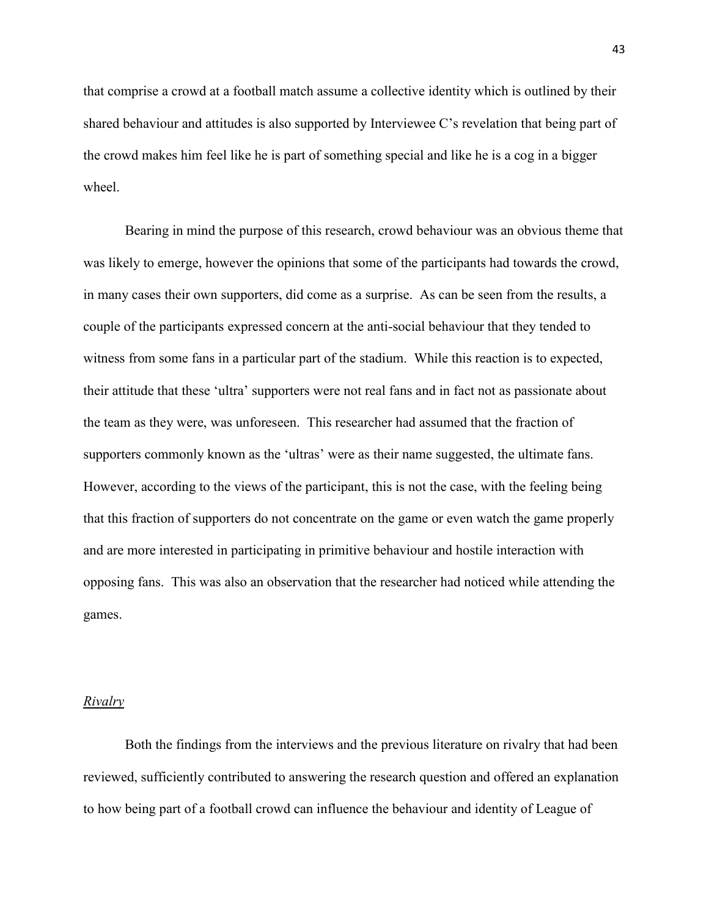that comprise a crowd at a football match assume a collective identity which is outlined by their shared behaviour and attitudes is also supported by Interviewee C's revelation that being part of the crowd makes him feel like he is part of something special and like he is a cog in a bigger wheel.

Bearing in mind the purpose of this research, crowd behaviour was an obvious theme that was likely to emerge, however the opinions that some of the participants had towards the crowd, in many cases their own supporters, did come as a surprise. As can be seen from the results, a couple of the participants expressed concern at the anti-social behaviour that they tended to witness from some fans in a particular part of the stadium. While this reaction is to expected, their attitude that these 'ultra' supporters were not real fans and in fact not as passionate about the team as they were, was unforeseen. This researcher had assumed that the fraction of supporters commonly known as the 'ultras' were as their name suggested, the ultimate fans. However, according to the views of the participant, this is not the case, with the feeling being that this fraction of supporters do not concentrate on the game or even watch the game properly and are more interested in participating in primitive behaviour and hostile interaction with opposing fans. This was also an observation that the researcher had noticed while attending the games.

*Rivalry*

Both the findings from the interviews and the previous literature on rivalry that had been reviewed, sufficiently contributed to answering the research question and offered an explanation to how being part of a football crowd can influence the behaviour and identity of League of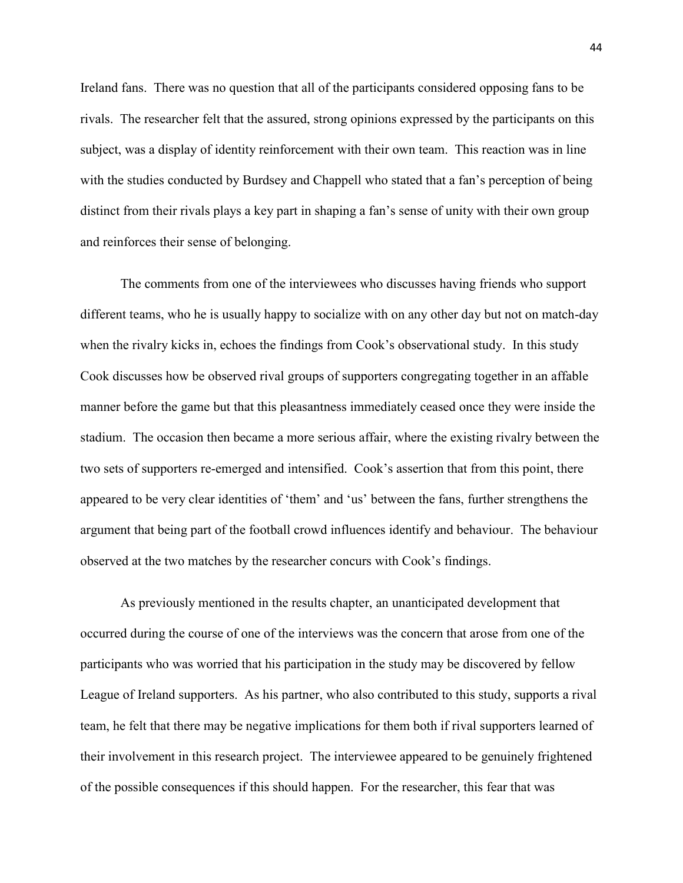Ireland fans. There was no question that all of the participants considered opposing fans to be rivals. The researcher felt that the assured, strong opinions expressed by the participants on this subject, was a display of identity reinforcement with their own team. This reaction was in line with the studies conducted by Burdsey and Chappell who stated that a fan's perception of being distinct from their rivals plays a key part in shaping a fan's sense of unity with their own group and reinforces their sense of belonging.

The comments from one of the interviewees who discusses having friends who support different teams, who he is usually happy to socialize with on any other day but not on match-day when the rivalry kicks in, echoes the findings from Cook's observational study. In this study Cook discusses how be observed rival groups of supporters congregating together in an affable manner before the game but that this pleasantness immediately ceased once they were inside the stadium. The occasion then became a more serious affair, where the existing rivalry between the two sets of supporters re-emerged and intensified. Cook's assertion that from this point, there appeared to be very clear identities of 'them' and 'us' between the fans, further strengthens the argument that being part of the football crowd influences identify and behaviour. The behaviour observed at the two matches by the researcher concurs with Cook's findings.

As previously mentioned in the results chapter, an unanticipated development that occurred during the course of one of the interviews was the concern that arose from one of the participants who was worried that his participation in the study may be discovered by fellow League of Ireland supporters. As his partner, who also contributed to this study, supports a rival team, he felt that there may be negative implications for them both if rival supporters learned of their involvement in this research project. The interviewee appeared to be genuinely frightened of the possible consequences if this should happen. For the researcher, this fear that was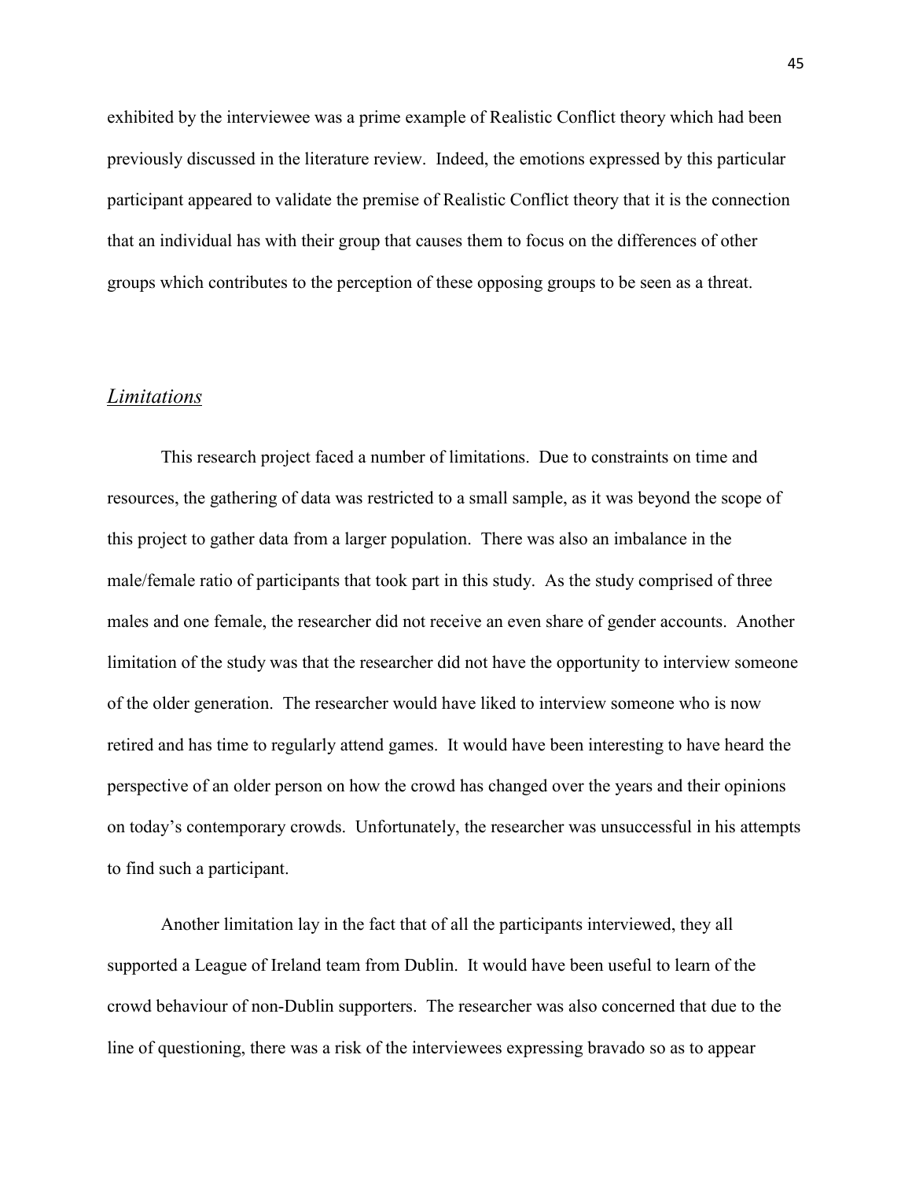exhibited by the interviewee was a prime example of Realistic Conflict theory which had been previously discussed in the literature review. Indeed, the emotions expressed by this particular participant appeared to validate the premise of Realistic Conflict theory that it is the connection that an individual has with their group that causes them to focus on the differences of other groups which contributes to the perception of these opposing groups to be seen as a threat.

## *Limitations*

This research project faced a number of limitations. Due to constraints on time and resources, the gathering of data was restricted to a small sample, as it was beyond the scope of this project to gather data from a larger population. There was also an imbalance in the male/female ratio of participants that took part in this study. As the study comprised of three males and one female, the researcher did not receive an even share of gender accounts. Another limitation of the study was that the researcher did not have the opportunity to interview someone of the older generation. The researcher would have liked to interview someone who is now retired and has time to regularly attend games. It would have been interesting to have heard the perspective of an older person on how the crowd has changed over the years and their opinions on today's contemporary crowds. Unfortunately, the researcher was unsuccessful in his attempts to find such a participant.

Another limitation lay in the fact that of all the participants interviewed, they all supported a League of Ireland team from Dublin. It would have been useful to learn of the crowd behaviour of non-Dublin supporters. The researcher was also concerned that due to the line of questioning, there was a risk of the interviewees expressing bravado so as to appear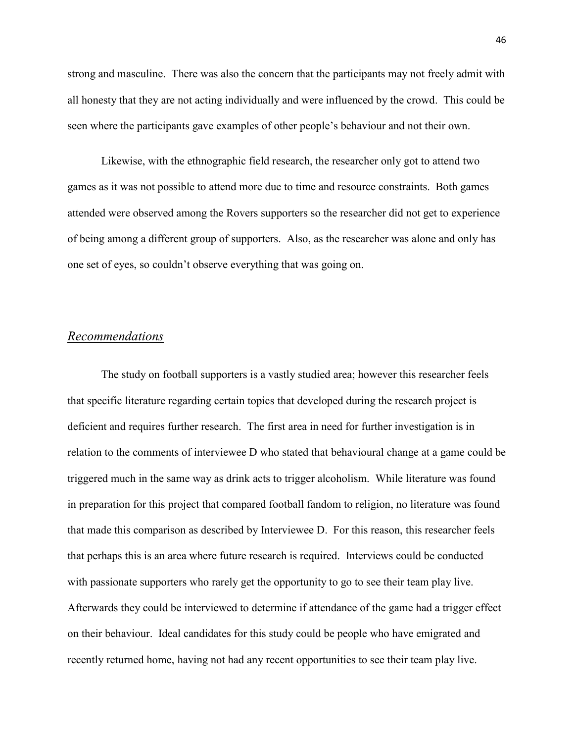strong and masculine. There was also the concern that the participants may not freely admit with all honesty that they are not acting individually and were influenced by the crowd. This could be seen where the participants gave examples of other people's behaviour and not their own.

Likewise, with the ethnographic field research, the researcher only got to attend two games as it was not possible to attend more due to time and resource constraints. Both games attended were observed among the Rovers supporters so the researcher did not get to experience of being among a different group of supporters. Also, as the researcher was alone and only has one set of eyes, so couldn't observe everything that was going on.

## *Recommendations*

The study on football supporters is a vastly studied area; however this researcher feels that specific literature regarding certain topics that developed during the research project is deficient and requires further research. The first area in need for further investigation is in relation to the comments of interviewee D who stated that behavioural change at a game could be triggered much in the same way as drink acts to trigger alcoholism. While literature was found in preparation for this project that compared football fandom to religion, no literature was found that made this comparison as described by Interviewee D. For this reason, this researcher feels that perhaps this is an area where future research is required. Interviews could be conducted with passionate supporters who rarely get the opportunity to go to see their team play live. Afterwards they could be interviewed to determine if attendance of the game had a trigger effect on their behaviour. Ideal candidates for this study could be people who have emigrated and recently returned home, having not had any recent opportunities to see their team play live.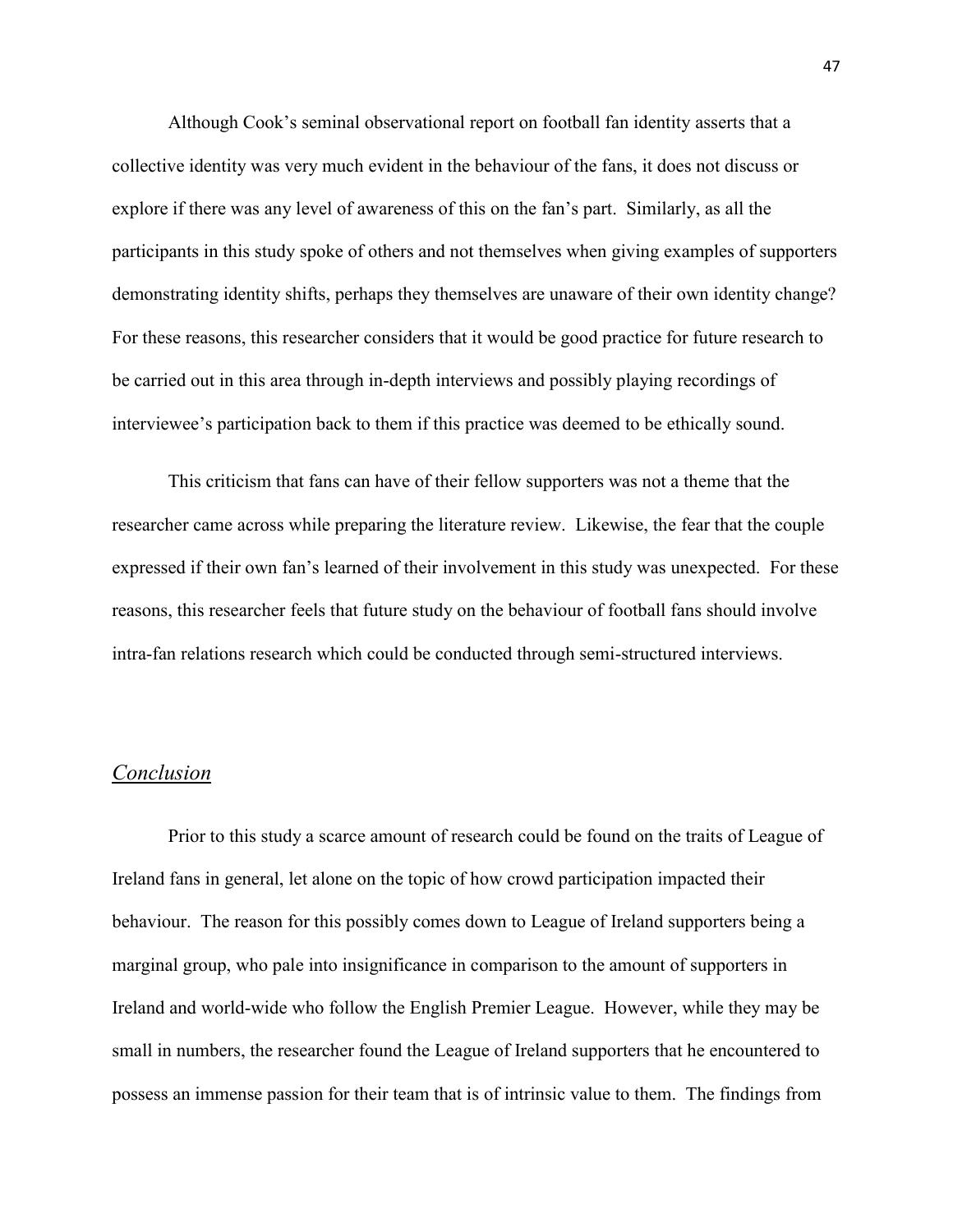Although Cook's seminal observational report on football fan identity asserts that a collective identity was very much evident in the behaviour of the fans, it does not discuss or explore if there was any level of awareness of this on the fan's part. Similarly, as all the participants in this study spoke of others and not themselves when giving examples of supporters demonstrating identity shifts, perhaps they themselves are unaware of their own identity change? For these reasons, this researcher considers that it would be good practice for future research to be carried out in this area through in-depth interviews and possibly playing recordings of interviewee's participation back to them if this practice was deemed to be ethically sound.

This criticism that fans can have of their fellow supporters was not a theme that the researcher came across while preparing the literature review. Likewise, the fear that the couple expressed if their own fan's learned of their involvement in this study was unexpected. For these reasons, this researcher feels that future study on the behaviour of football fans should involve intra-fan relations research which could be conducted through semi-structured interviews.

## *Conclusion*

Prior to this study a scarce amount of research could be found on the traits of League of Ireland fans in general, let alone on the topic of how crowd participation impacted their behaviour. The reason for this possibly comes down to League of Ireland supporters being a marginal group, who pale into insignificance in comparison to the amount of supporters in Ireland and world-wide who follow the English Premier League. However, while they may be small in numbers, the researcher found the League of Ireland supporters that he encountered to possess an immense passion for their team that is of intrinsic value to them. The findings from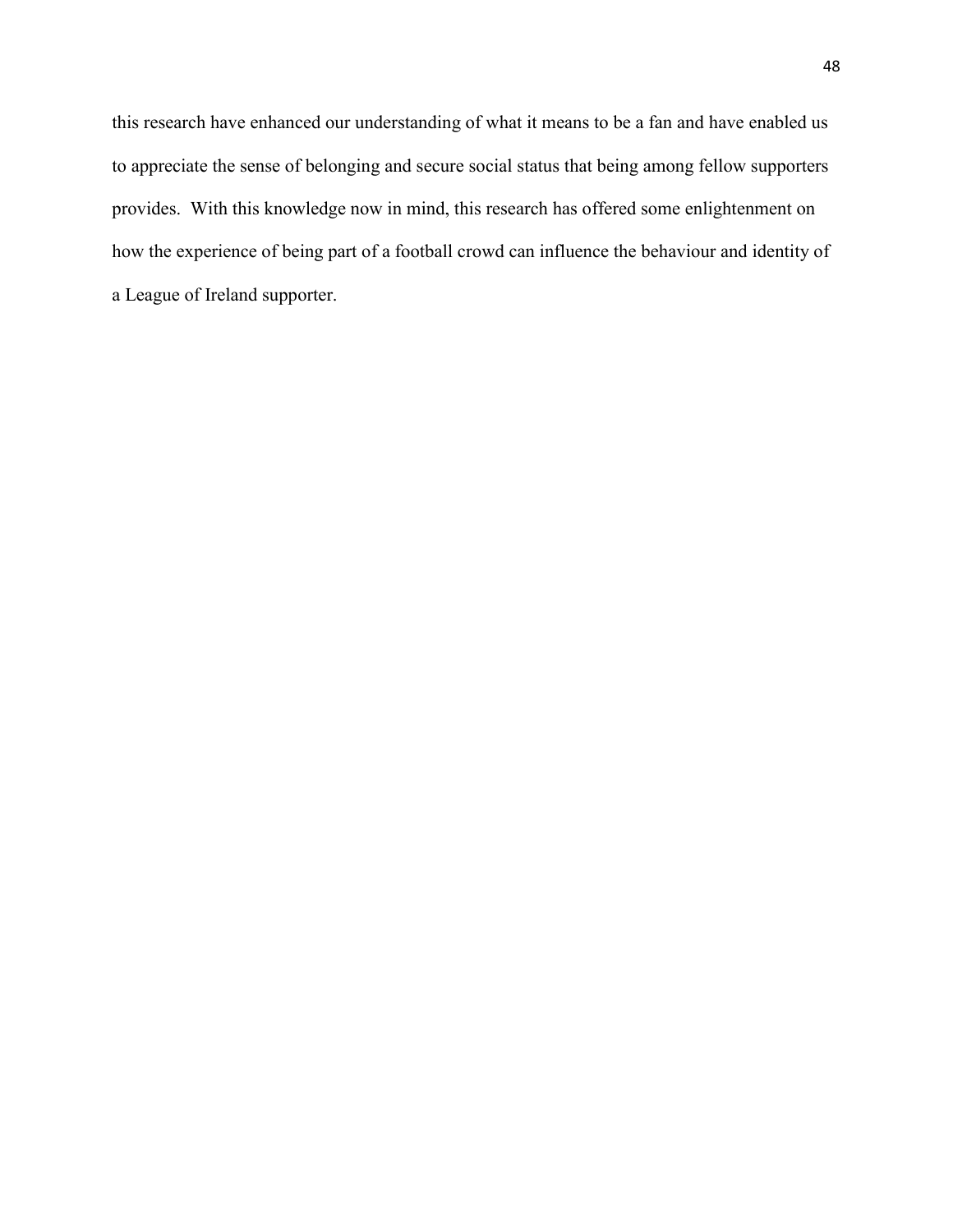this research have enhanced our understanding of what it means to be a fan and have enabled us to appreciate the sense of belonging and secure social status that being among fellow supporters provides. With this knowledge now in mind, this research has offered some enlightenment on how the experience of being part of a football crowd can influence the behaviour and identity of a League of Ireland supporter.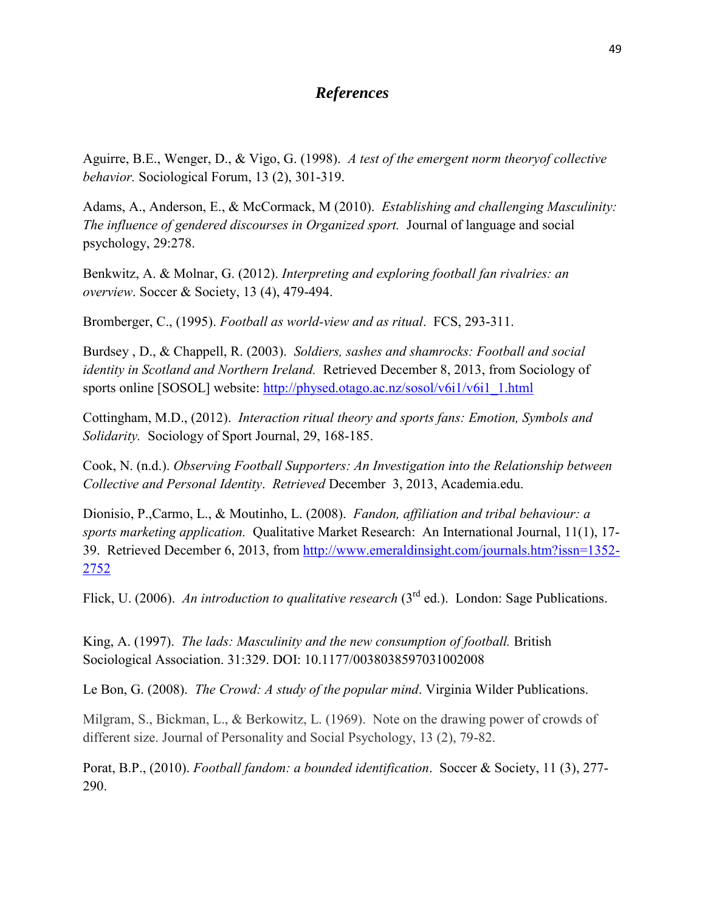# *References*

Aguirre, B.E., Wenger, D., & Vigo, G. (1998). *A test of the emergent norm theoryof collective behavior.* Sociological Forum, 13 (2), 301-319.

Adams, A., Anderson, E., & McCormack, M (2010). *Establishing and challenging Masculinity: The influence of gendered discourses in Organized sport.* Journal of language and social psychology, 29:278.

Benkwitz, A. & Molnar, G. (2012). *Interpreting and exploring football fan rivalries: an overview*. Soccer & Society, 13 (4), 479-494.

Bromberger, C., (1995). *Football as world-view and as ritual*. FCS, 293-311.

Burdsey , D., & Chappell, R. (2003). *Soldiers, sashes and shamrocks: Football and social identity in Scotland and Northern Ireland.* Retrieved December 8, 2013, from Sociology of sports online [SOSOL] website: [http://physed.otago.ac.nz/sosol/v6i1/v6i1_1.html](http://physed.otago.ac.nz/sosol/v6i1/v6i1_1.html)

Cottingham, M.D., (2012). *Interaction ritual theory and sports fans: Emotion, Symbols and Solidarity.* Sociology of Sport Journal, 29, 168-185.

Cook, N. (n.d.). *Observing Football Supporters: An Investigation into the Relationship between Collective and Personal Identity*. *Retrieved* December 3, 2013, Academia.edu.

Dionisio, P.,Carmo, L., & Moutinho, L. (2008). *Fandon, affiliation and tribal behaviour: a sports marketing application.* Qualitative Market Research: An International Journal, 11(1), 17-39. Retrieved December 6, 2013, from [http://www.emeraldinsight.com/journals.htm?issn=1352-2752](http://www.emeraldinsight.com/journals.htm?issn=1352-2752)

Flick, U. (2006). *An introduction to qualitative research* (3rd ed.). London: Sage Publications.

King, A. (1997). *The lads: Masculinity and the new consumption of football.* British Sociological Association. 31:329. DOI: 10.1177/0038038597031002008

Le Bon, G. (2008). *The Crowd: A study of the popular mind*. Virginia Wilder Publications.

Milgram, S., Bickman, L., & Berkowitz, L. (1969). Note on the drawing power of crowds of different size. Journal of Personality and Social Psychology, 13 (2), 79-82.

Porat, B.P., (2010). *Football fandom: a bounded identification*. Soccer & Society, 11 (3), 277-290.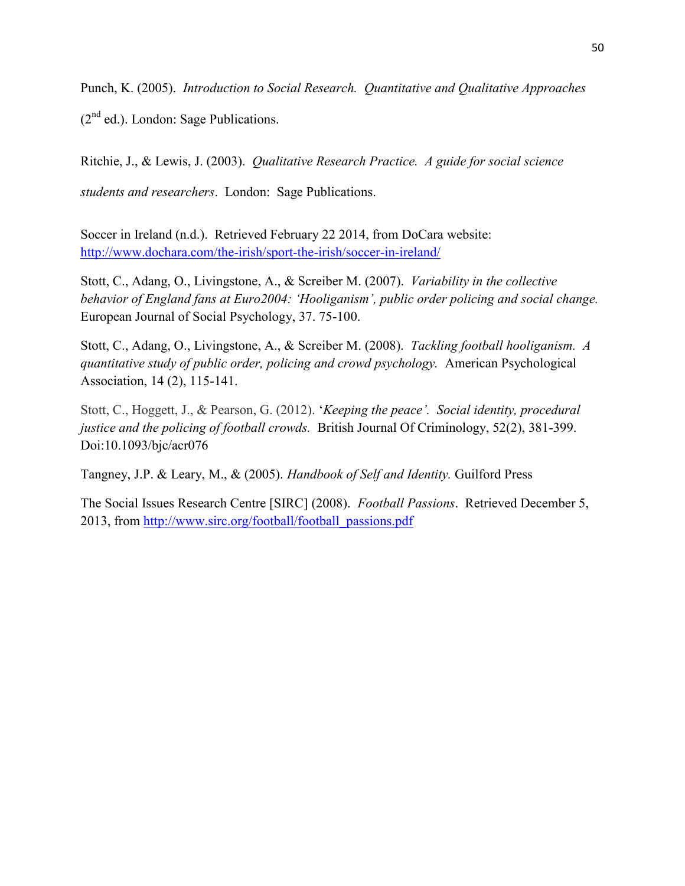Punch, K. (2005). *Introduction to Social Research. Quantitative and Qualitative Approaches* (2nd ed.). London: Sage Publications.

Ritchie, J., & Lewis, J. (2003). *Qualitative Research Practice. A guide for social science students and researchers*. London: Sage Publications.

Soccer in Ireland (n.d.). Retrieved February 22 2014, from DoCara website: http://www.dochara.com/the-irish/sport-the-irish/soccer-in-ireland/

Stott, C., Adang, O., Livingstone, A., & Screiber M. (2007). *Variability in the collective behavior of England fans at Euro2004: 'Hooliganism', public order policing and social change.* European Journal of Social Psychology, 37. 75-100.

Stott, C., Adang, O., Livingstone, A., & Screiber M. (2008). *Tackling football hooliganism. A quantitative study of public order, policing and crowd psychology.* American Psychological Association, 14 (2), 115-141.

Stott, C., Hoggett, J., & Pearson, G. (2012). '*Keeping the peace'. Social identity, procedural justice and the policing of football crowds.* British Journal Of Criminology, 52(2), 381-399. Doi:10.1093/bjc/acr076

Tangney, J.P. & Leary, M., & (2005). *Handbook of Self and Identity.* Guilford Press

The Social Issues Research Centre [SIRC] (2008). *Football Passions*. Retrieved December 5, 2013, from http://www.sirc.org/football/football_passions.pdf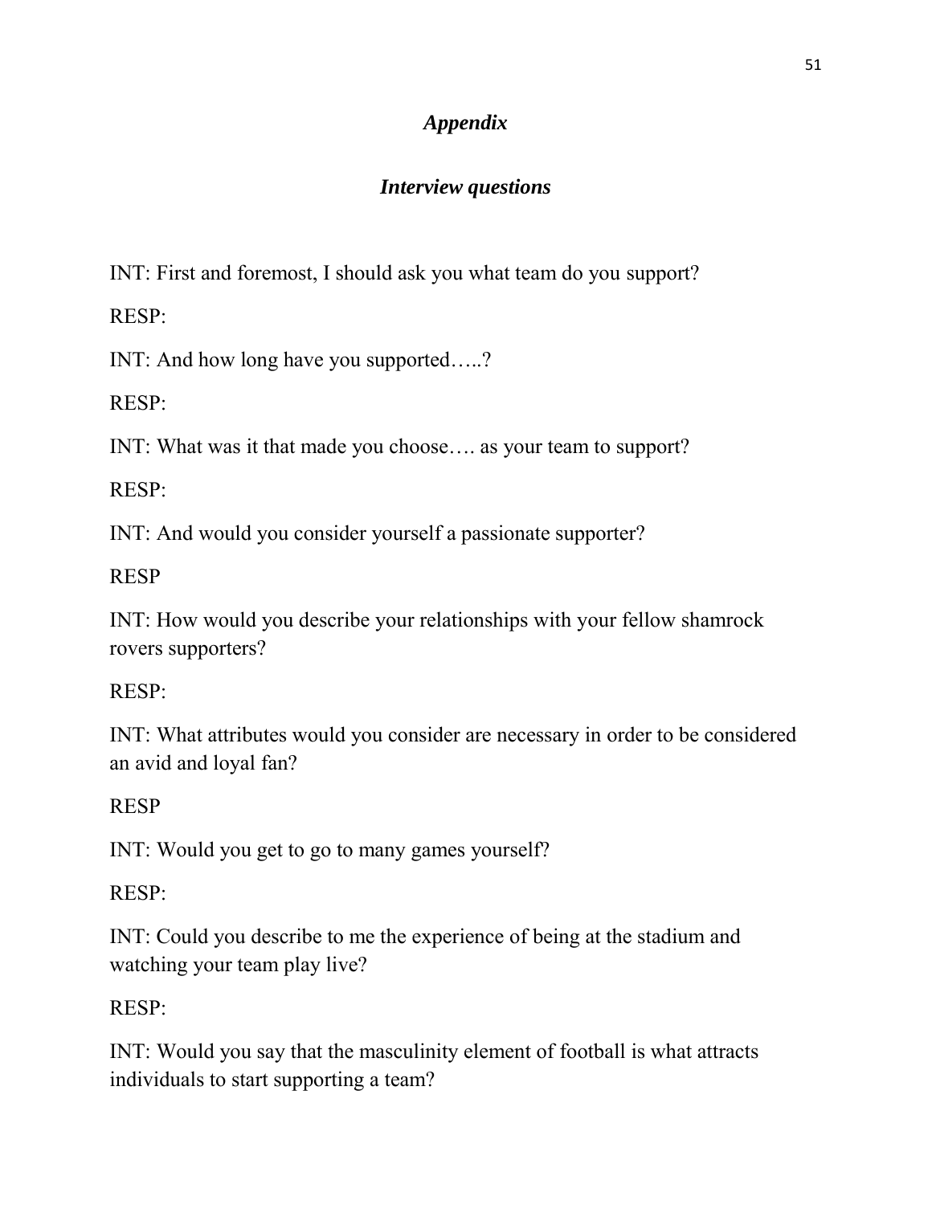## *Appendix*

### *Interview questions*

INT: First and foremost, I should ask you what team do you support?

RESP:

INT: And how long have you supported…..?

RESP:

INT: What was it that made you choose…. as your team to support?

RESP:

INT: And would you consider yourself a passionate supporter?

RESP

INT: How would you describe your relationships with your fellow shamrock rovers supporters?

RESP:

INT: What attributes would you consider are necessary in order to be considered an avid and loyal fan?

RESP

INT: Would you get to go to many games yourself?

RESP:

INT: Could you describe to me the experience of being at the stadium and watching your team play live?

RESP:

INT: Would you say that the masculinity element of football is what attracts individuals to start supporting a team?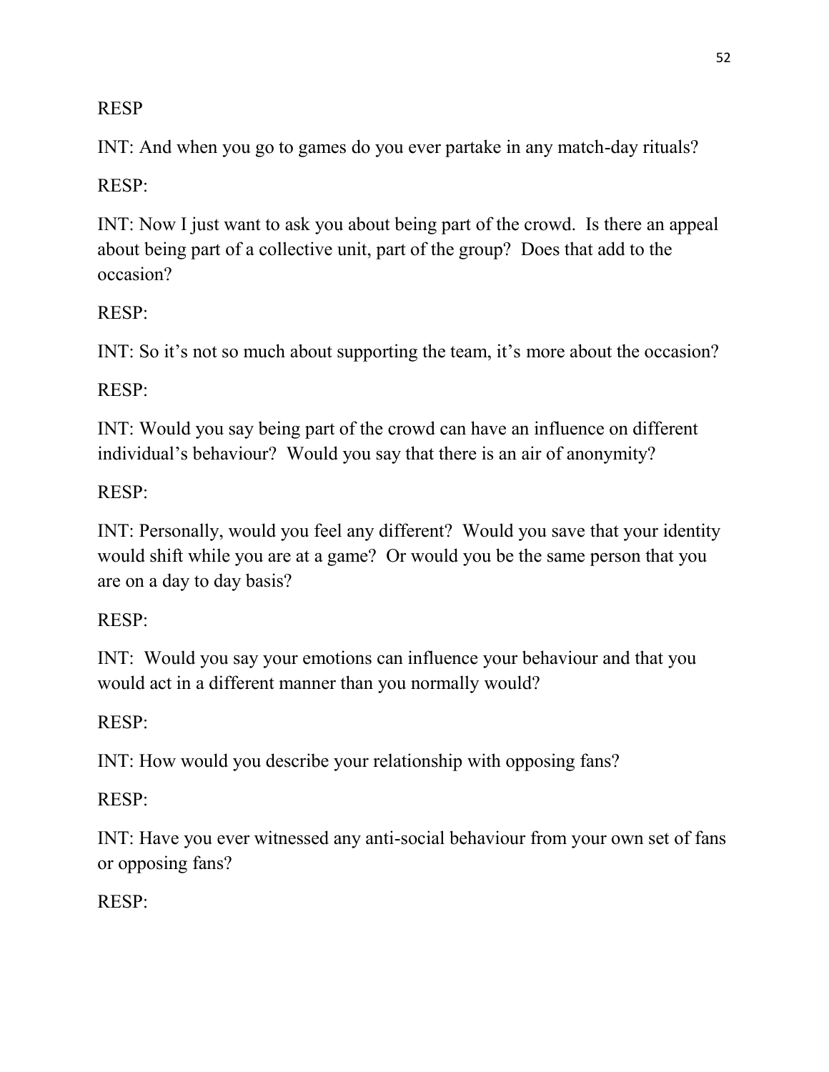RESP

INT: And when you go to games do you ever partake in any match-day rituals?

RESP:

INT: Now I just want to ask you about being part of the crowd. Is there an appeal about being part of a collective unit, part of the group? Does that add to the occasion?

RESP:

INT: So it's not so much about supporting the team, it's more about the occasion?

RESP:

INT: Would you say being part of the crowd can have an influence on different individual's behaviour? Would you say that there is an air of anonymity?

RESP:

INT: Personally, would you feel any different? Would you save that your identity would shift while you are at a game? Or would you be the same person that you are on a day to day basis?

RESP:

INT: Would you say your emotions can influence your behaviour and that you would act in a different manner than you normally would?

RESP:

INT: How would you describe your relationship with opposing fans?

RESP:

INT: Have you ever witnessed any anti-social behaviour from your own set of fans or opposing fans?

RESP: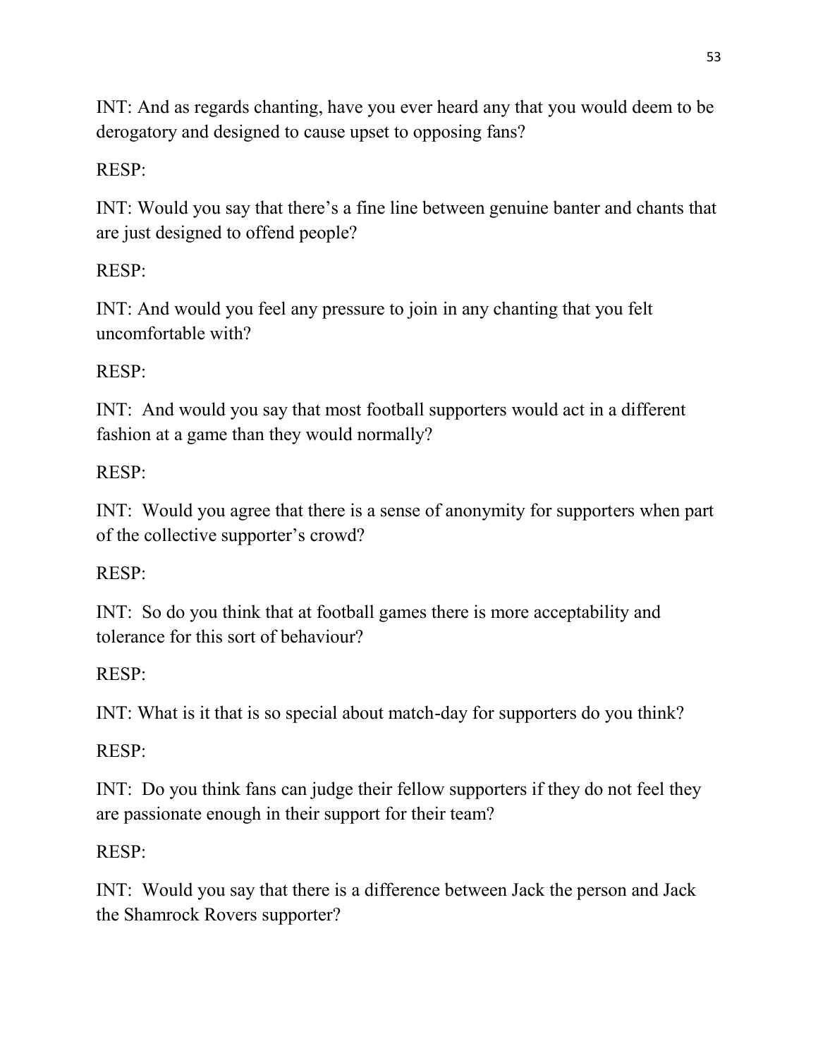INT: And as regards chanting, have you ever heard any that you would deem to be derogatory and designed to cause upset to opposing fans?

RESP:

INT: Would you say that there's a fine line between genuine banter and chants that are just designed to offend people?

RESP:

INT: And would you feel any pressure to join in any chanting that you felt uncomfortable with?

RESP:

INT: And would you say that most football supporters would act in a different fashion at a game than they would normally?

RESP:

INT: Would you agree that there is a sense of anonymity for supporters when part of the collective supporter's crowd?

RESP:

INT: So do you think that at football games there is more acceptability and tolerance for this sort of behaviour?

RESP:

INT: What is it that is so special about match-day for supporters do you think?

RESP:

INT: Do you think fans can judge their fellow supporters if they do not feel they are passionate enough in their support for their team?

RESP:

INT: Would you say that there is a difference between Jack the person and Jack the Shamrock Rovers supporter?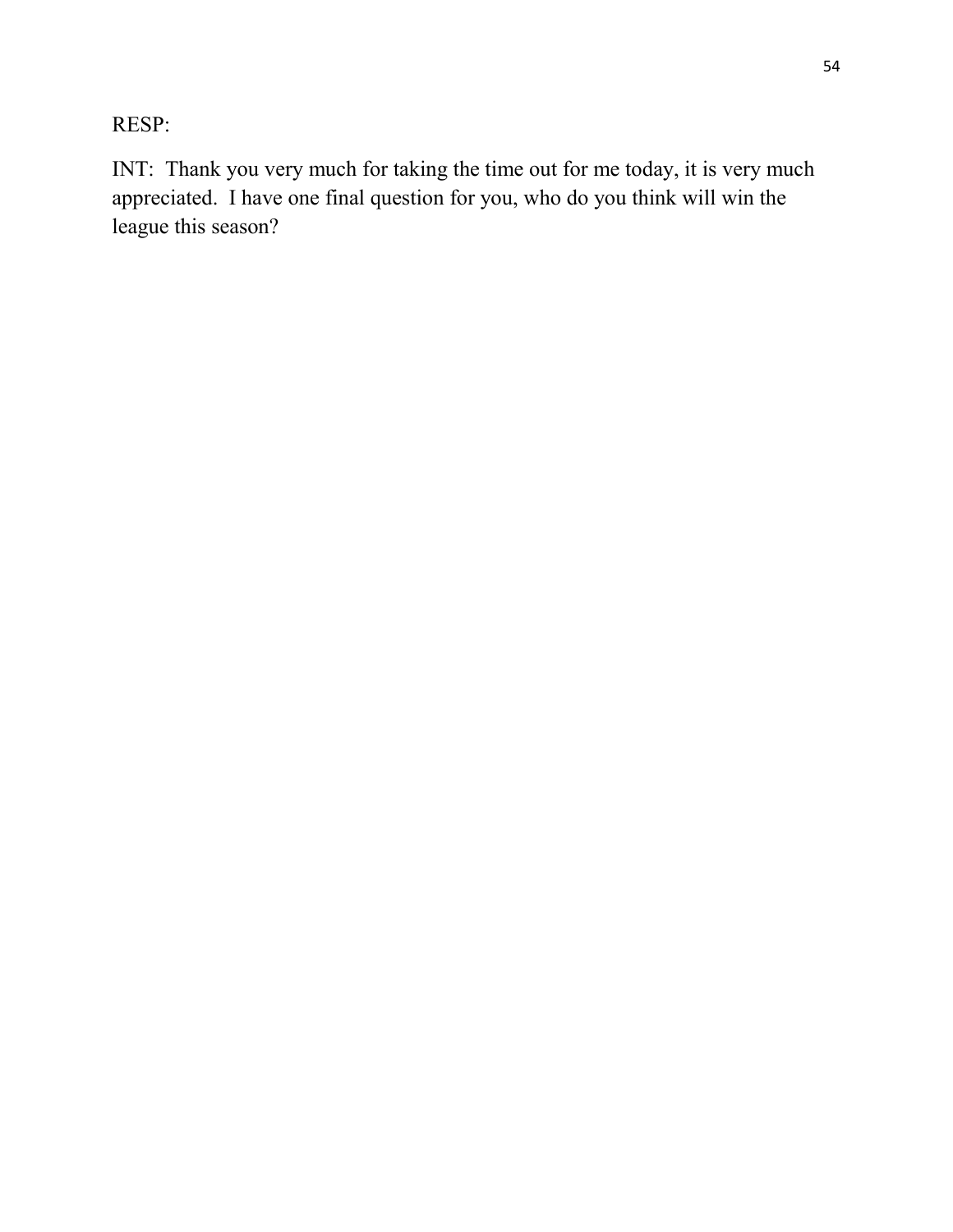RESP:

INT: Thank you very much for taking the time out for me today, it is very much appreciated. I have one final question for you, who do you think will win the league this season?